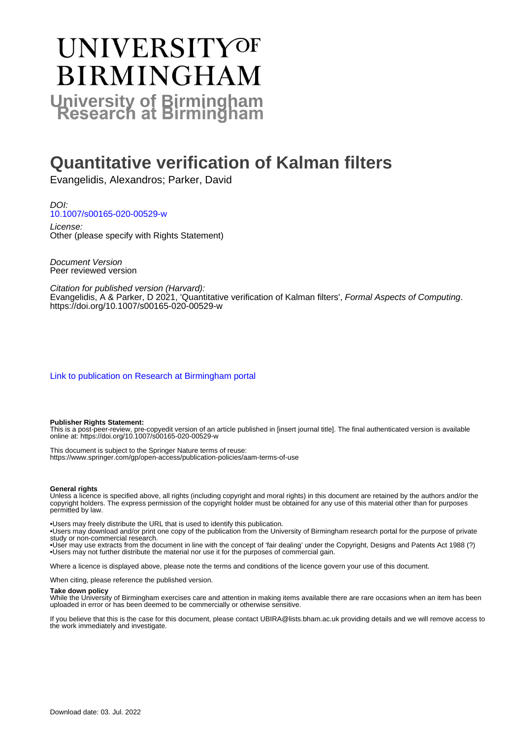# UNIVERSITY OF BIRMINGHAM

**University of Birmingham Research at Birmingham**

# Quantitative verification of Kalman filters

Evangelidis, Alexandros; Parker, David

*DOI:*
10.1007/s00165-020-00529-w

*License:*
Other (please specify with Rights Statement)

*Document Version*
Peer reviewed version

*Citation for published version (Harvard):*
Evangelidis, A & Parker, D 2021, 'Quantitative verification of Kalman filters', *Formal Aspects of Computing*. https://doi.org/10.1007/s00165-020-00529-w

Link to publication on Research at Birmingham portal

**Publisher Rights Statement:**
This is a post-peer-review, pre-copyedit version of an article published in [insert journal title]. The final authenticated version is available online at: https://doi.org/10.1007/s00165-020-00529-w

This document is subject to the Springer Nature terms of reuse:
https://www.springer.com/gp/open-access/publication-policies/aam-terms-of-use

**General rights**
Unless a licence is specified above, all rights (including copyright and moral rights) in this document are retained by the authors and/or the copyright holders. The express permission of the copyright holder must be obtained for any use of this material other than for purposes permitted by law.

•Users may freely distribute the URL that is used to identify this publication.
•Users may download and/or print one copy of the publication from the University of Birmingham research portal for the purpose of private study or non-commercial research.
•User may use extracts from the document in line with the concept of 'fair dealing' under the Copyright, Designs and Patents Act 1988 (?)
•Users may not further distribute the material nor use it for the purposes of commercial gain.

Where a licence is displayed above, please note the terms and conditions of the licence govern your use of this document.

When citing, please reference the published version.

**Take down policy**
While the University of Birmingham exercises care and attention in making items available there are rare occasions when an item has been uploaded in error or has been deemed to be commercially or otherwise sensitive.

If you believe that this is the case for this document, please contact UBIRA@lists.bham.ac.uk providing details and we will remove access to the work immediately and investigate.

Download date: 03. Jul. 2022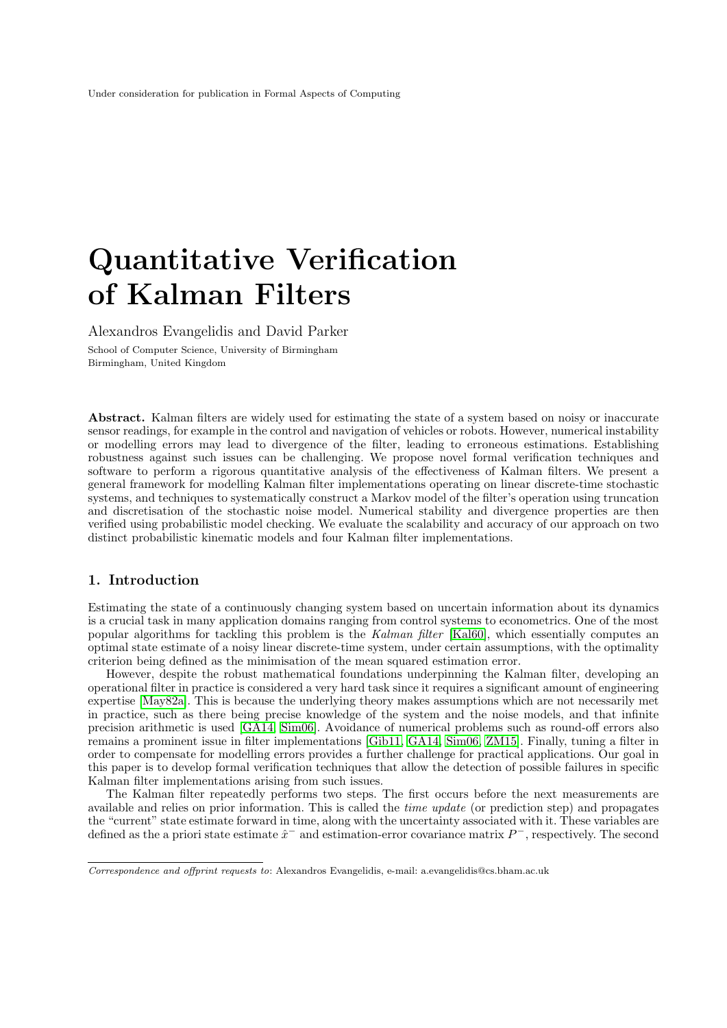# Quantitative Verification of Kalman Filters

Alexandros Evangelidis and David Parker

School of Computer Science, University of Birmingham
Birmingham, United Kingdom

**Abstract.** Kalman filters are widely used for estimating the state of a system based on noisy or inaccurate sensor readings, for example in the control and navigation of vehicles or robots. However, numerical instability or modelling errors may lead to divergence of the filter, leading to erroneous estimations. Establishing robustness against such issues can be challenging. We propose novel formal verification techniques and software to perform a rigorous quantitative analysis of the effectiveness of Kalman filters. We present a general framework for modelling Kalman filter implementations operating on linear discrete-time stochastic systems, and techniques to systematically construct a Markov model of the filter's operation using truncation and discretisation of the stochastic noise model. Numerical stability and divergence properties are then verified using probabilistic model checking. We evaluate the scalability and accuracy of our approach on two distinct probabilistic kinematic models and four Kalman filter implementations.

## 1. Introduction

Estimating the state of a continuously changing system based on uncertain information about its dynamics is a crucial task in many application domains ranging from control systems to econometrics. One of the most popular algorithms for tackling this problem is the *Kalman filter* [Kal60], which essentially computes an optimal state estimate of a noisy linear discrete-time system, under certain assumptions, with the optimality criterion being defined as the minimisation of the mean squared estimation error.

However, despite the robust mathematical foundations underpinning the Kalman filter, developing an operational filter in practice is considered a very hard task since it requires a significant amount of engineering expertise [May82a]. This is because the underlying theory makes assumptions which are not necessarily met in practice, such as there being precise knowledge of the system and the noise models, and that infinite precision arithmetic is used [GA14, Sim06]. Avoidance of numerical problems such as round-off errors also remains a prominent issue in filter implementations [Gib11, GA14, Sim06, ZM15]. Finally, tuning a filter in order to compensate for modelling errors provides a further challenge for practical applications. Our goal in this paper is to develop formal verification techniques that allow the detection of possible failures in specific Kalman filter implementations arising from such issues.

The Kalman filter repeatedly performs two steps. The first occurs before the next measurements are available and relies on prior information. This is called the *time update* (or prediction step) and propagates the "current" state estimate forward in time, along with the uncertainty associated with it. These variables are defined as the a priori state estimate $\hat{x}^-$ and estimation-error covariance matrix $P^-$, respectively. The second

---

*Correspondence and offprint requests to*: Alexandros Evangelidis, e-mail: a.evangelidis@cs.bham.ac.uk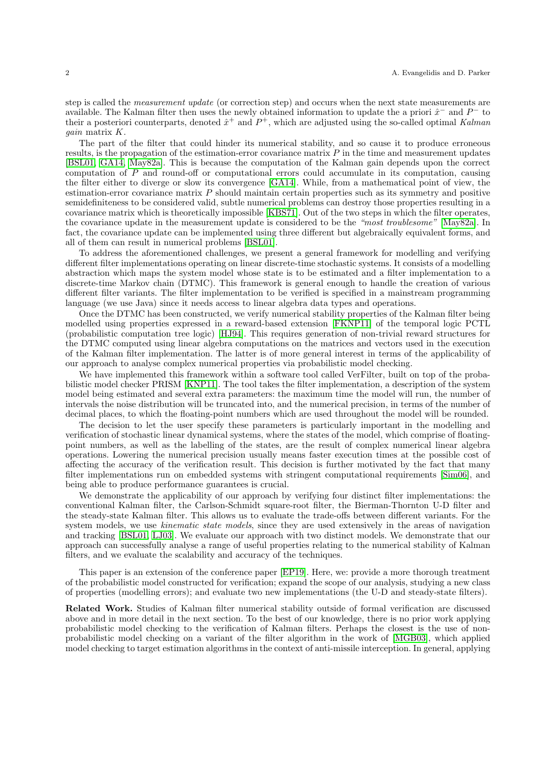step is called the *measurement update* (or correction step) and occurs when the next state measurements are available. The Kalman filter then uses the newly obtained information to update the a priori $\hat{x}^-$ and $P^-$ to their a posteriori counterparts, denoted $\hat{x}^+$ and $P^+$, which are adjusted using the so-called optimal *Kalman gain* matrix $K$.

The part of the filter that could hinder its numerical stability, and so cause it to produce erroneous results, is the propagation of the estimation-error covariance matrix $P$ in the time and measurement updates [BSL01, GA14, May82a]. This is because the computation of the Kalman gain depends upon the correct computation of $P$ and round-off or computational errors could accumulate in its computation, causing the filter either to diverge or slow its convergence [GA14]. While, from a mathematical point of view, the estimation-error covariance matrix $P$ should maintain certain properties such as its symmetry and positive semidefiniteness to be considered valid, subtle numerical problems can destroy those properties resulting in a covariance matrix which is theoretically impossible [KBS71]. Out of the two steps in which the filter operates, the covariance update in the measurement update is considered to be the *"most troublesome"* [May82a]. In fact, the covariance update can be implemented using three different but algebraically equivalent forms, and all of them can result in numerical problems [BSL01].

To address the aforementioned challenges, we present a general framework for modelling and verifying different filter implementations operating on linear discrete-time stochastic systems. It consists of a modelling abstraction which maps the system model whose state is to be estimated and a filter implementation to a discrete-time Markov chain (DTMC). This framework is general enough to handle the creation of various different filter variants. The filter implementation to be verified is specified in a mainstream programming language (we use Java) since it needs access to linear algebra data types and operations.

Once the DTMC has been constructed, we verify numerical stability properties of the Kalman filter being modelled using properties expressed in a reward-based extension [FKNP11] of the temporal logic PCTL (probabilistic computation tree logic) [HJ94]. This requires generation of non-trivial reward structures for the DTMC computed using linear algebra computations on the matrices and vectors used in the execution of the Kalman filter implementation. The latter is of more general interest in terms of the applicability of our approach to analyse complex numerical properties via probabilistic model checking.

We have implemented this framework within a software tool called VerFilter, built on top of the probabilistic model checker PRISM [KNP11]. The tool takes the filter implementation, a description of the system model being estimated and several extra parameters: the maximum time the model will run, the number of intervals the noise distribution will be truncated into, and the numerical precision, in terms of the number of decimal places, to which the floating-point numbers which are used throughout the model will be rounded.

The decision to let the user specify these parameters is particularly important in the modelling and verification of stochastic linear dynamical systems, where the states of the model, which comprise of floating-point numbers, as well as the labelling of the states, are the result of complex numerical linear algebra operations. Lowering the numerical precision usually means faster execution times at the possible cost of affecting the accuracy of the verification result. This decision is further motivated by the fact that many filter implementations run on embedded systems with stringent computational requirements [Sim06], and being able to produce performance guarantees is crucial.

We demonstrate the applicability of our approach by verifying four distinct filter implementations: the conventional Kalman filter, the Carlson-Schmidt square-root filter, the Bierman-Thornton U-D filter and the steady-state Kalman filter. This allows us to evaluate the trade-offs between different variants. For the system models, we use *kinematic state models*, since they are used extensively in the areas of navigation and tracking [BSL01, LJ03]. We evaluate our approach with two distinct models. We demonstrate that our approach can successfully analyse a range of useful properties relating to the numerical stability of Kalman filters, and we evaluate the scalability and accuracy of the techniques.

This paper is an extension of the conference paper [EP19]. Here, we: provide a more thorough treatment of the probabilistic model constructed for verification; expand the scope of our analysis, studying a new class of properties (modelling errors); and evaluate two new implementations (the U-D and steady-state filters).

**Related Work.** Studies of Kalman filter numerical stability outside of formal verification are discussed above and in more detail in the next section. To the best of our knowledge, there is no prior work applying probabilistic model checking to the verification of Kalman filters. Perhaps the closest is the use of non-probabilistic model checking on a variant of the filter algorithm in the work of [MGB03], which applied model checking to target estimation algorithms in the context of anti-missile interception. In general, applying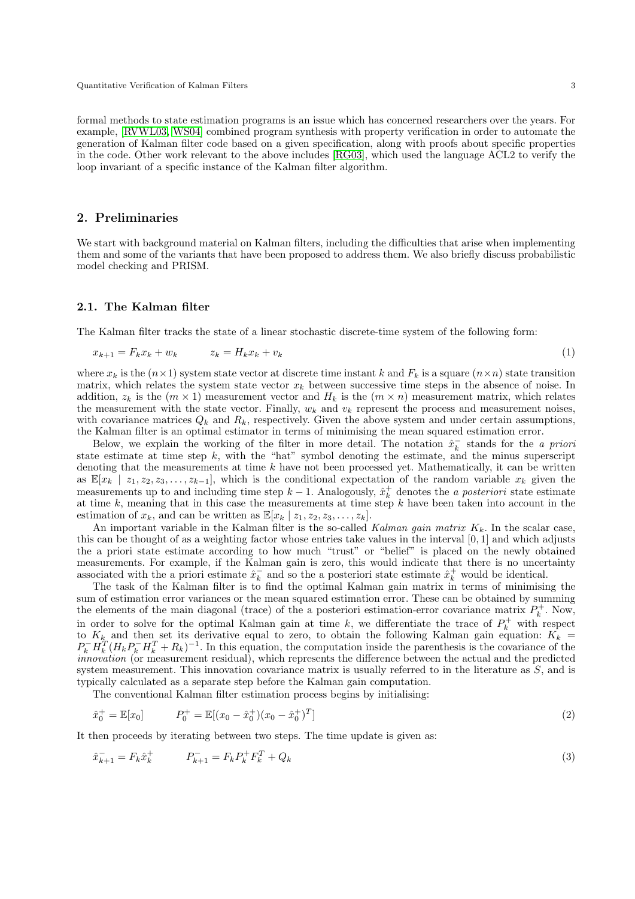formal methods to state estimation programs is an issue which has concerned researchers over the years. For example, [RVWL03, WS04] combined program synthesis with property verification in order to automate the generation of Kalman filter code based on a given specification, along with proofs about specific properties in the code. Other work relevant to the above includes [RG03], which used the language ACL2 to verify the loop invariant of a specific instance of the Kalman filter algorithm.

## 2. Preliminaries

We start with background material on Kalman filters, including the difficulties that arise when implementing them and some of the variants that have been proposed to address them. We also briefly discuss probabilistic model checking and PRISM.

### 2.1. The Kalman filter

The Kalman filter tracks the state of a linear stochastic discrete-time system of the following form:

$$x_{k+1} = F_k x_k + w_k \qquad z_k = H_k x_k + v_k \tag{1}$$

where $x_k$ is the $(n \times 1)$ system state vector at discrete time instant $k$ and $F_k$ is a square $(n \times n)$ state transition matrix, which relates the system state vector $x_k$ between successive time steps in the absence of noise. In addition, $z_k$ is the $(m \times 1)$ measurement vector and $H_k$ is the $(m \times n)$ measurement matrix, which relates the measurement with the state vector. Finally, $w_k$ and $v_k$ represent the process and measurement noises, with covariance matrices $Q_k$ and $R_k$, respectively. Given the above system and under certain assumptions, the Kalman filter is an optimal estimator in terms of minimising the mean squared estimation error.

Below, we explain the working of the filter in more detail. The notation $\hat{x}_k^-$ stands for the *a priori* state estimate at time step $k$, with the "hat" symbol denoting the estimate, and the minus superscript denoting that the measurements at time $k$ have not been processed yet. Mathematically, it can be written as $\mathbb{E}[x_k \mid z_1, z_2, z_3, \ldots, z_{k-1}]$, which is the conditional expectation of the random variable $x_k$ given the measurements up to and including time step $k-1$. Analogously, $\hat{x}_k^+$ denotes the *a posteriori* state estimate at time $k$, meaning that in this case the measurements at time step $k$ have been taken into account in the estimation of $x_k$, and can be written as $\mathbb{E}[x_k \mid z_1, z_2, z_3, \ldots, z_k]$.

An important variable in the Kalman filter is the so-called *Kalman gain matrix* $K_k$. In the scalar case, this can be thought of as a weighting factor whose entries take values in the interval $[0, 1]$ and which adjusts the a priori state estimate according to how much "trust" or "belief" is placed on the newly obtained measurements. For example, if the Kalman gain is zero, this would indicate that there is no uncertainty associated with the a priori estimate $\hat{x}_k^-$ and so the a posteriori state estimate $\hat{x}_k^+$ would be identical.

The task of the Kalman filter is to find the optimal Kalman gain matrix in terms of minimising the sum of estimation error variances or the mean squared estimation error. These can be obtained by summing the elements of the main diagonal (trace) of the a posteriori estimation-error covariance matrix $P_k^+$. Now, in order to solve for the optimal Kalman gain at time $k$, we differentiate the trace of $P_k^+$ with respect to $K_k$ and then set its derivative equal to zero, to obtain the following Kalman gain equation: $K_k = P_k^- H_k^T (H_k P_k^- H_k^T + R_k)^{-1}$. In this equation, the computation inside the parenthesis is the covariance of the *innovation* (or measurement residual), which represents the difference between the actual and the predicted system measurement. This innovation covariance matrix is usually referred to in the literature as $S$, and is typically calculated as a separate step before the Kalman gain computation.

The conventional Kalman filter estimation process begins by initialising:

$$\hat{x}_0^+ = \mathbb{E}[x_0] \qquad P_0^+ = \mathbb{E}[(x_0 - \hat{x}_0^+)(x_0 - \hat{x}_0^+)^T] \tag{2}$$

It then proceeds by iterating between two steps. The time update is given as:

$$\hat{x}_{k+1}^- = F_k \hat{x}_k^+ \qquad P_{k+1}^- = F_k P_k^+ F_k^T + Q_k \tag{3}$$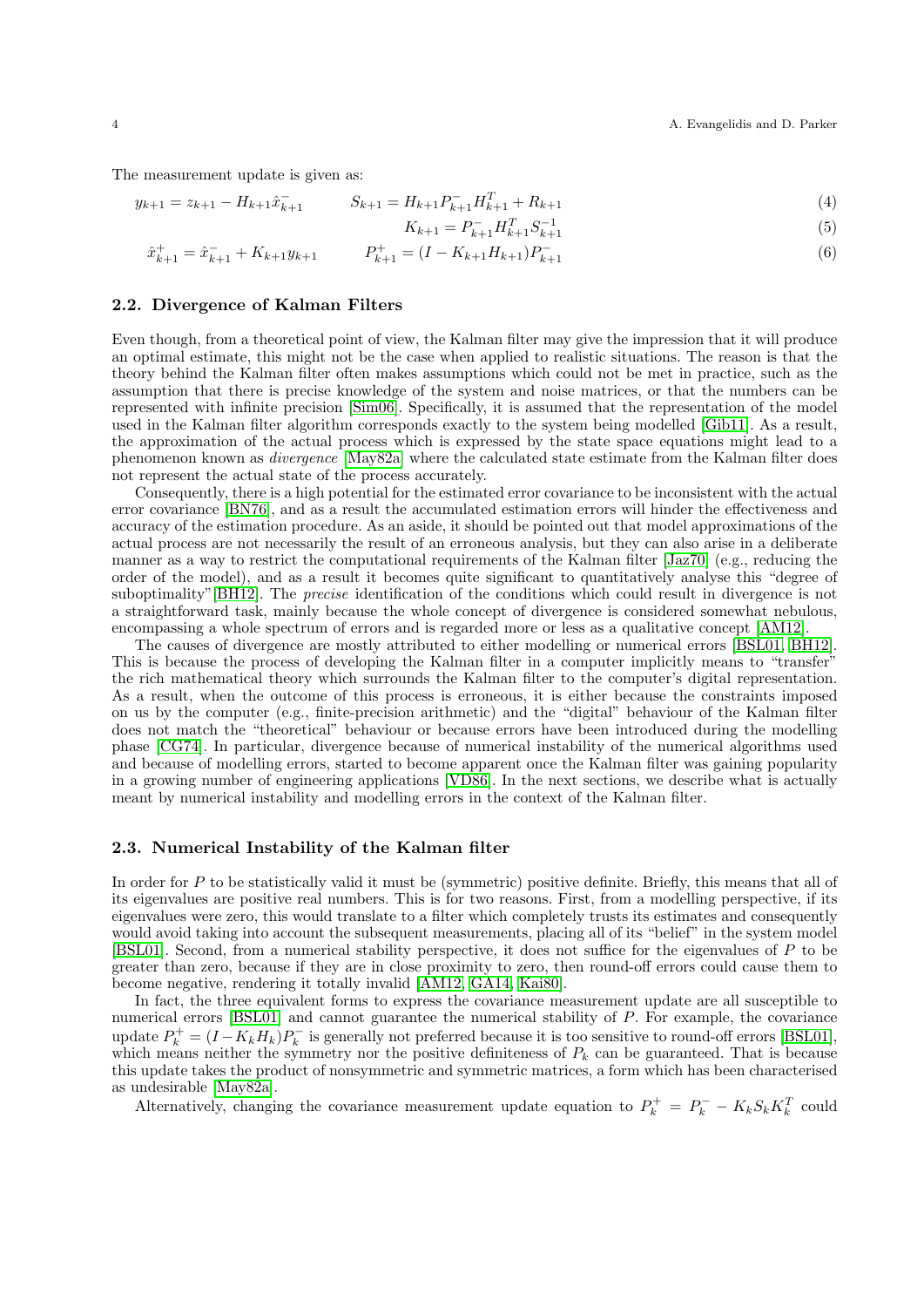The measurement update is given as:

$$y_{k+1} = z_{k+1} - H_{k+1}\hat{x}_{k+1}^{-} \qquad S_{k+1} = H_{k+1}P_{k+1}^{-}H_{k+1}^{T} + R_{k+1} \tag{4}$$

$$K_{k+1} = P_{k+1}^{-}H_{k+1}^{T}S_{k+1}^{-1} \tag{5}$$

$$\hat{x}_{k+1}^{+} = \hat{x}_{k+1}^{-} + K_{k+1}y_{k+1} \qquad P_{k+1}^{+} = (I - K_{k+1}H_{k+1})P_{k+1}^{-} \tag{6}$$

### 2.2. Divergence of Kalman Filters

Even though, from a theoretical point of view, the Kalman filter may give the impression that it will produce an optimal estimate, this might not be the case when applied to realistic situations. The reason is that the theory behind the Kalman filter often makes assumptions which could not be met in practice, such as the assumption that there is precise knowledge of the system and noise matrices, or that the numbers can be represented with infinite precision [Sim06]. Specifically, it is assumed that the representation of the model used in the Kalman filter algorithm corresponds exactly to the system being modelled [Gib11]. As a result, the approximation of the actual process which is expressed by the state space equations might lead to a phenomenon known as *divergence* [May82a] where the calculated state estimate from the Kalman filter does not represent the actual state of the process accurately.

Consequently, there is a high potential for the estimated error covariance to be inconsistent with the actual error covariance [BN76], and as a result the accumulated estimation errors will hinder the effectiveness and accuracy of the estimation procedure. As an aside, it should be pointed out that model approximations of the actual process are not necessarily the result of an erroneous analysis, but they can also arise in a deliberate manner as a way to restrict the computational requirements of the Kalman filter [Jaz70] (e.g., reducing the order of the model), and as a result it becomes quite significant to quantitatively analyse this "degree of suboptimality"[BH12]. The *precise* identification of the conditions which could result in divergence is not a straightforward task, mainly because the whole concept of divergence is considered somewhat nebulous, encompassing a whole spectrum of errors and is regarded more or less as a qualitative concept [AM12].

The causes of divergence are mostly attributed to either modelling or numerical errors [BSL01, BH12]. This is because the process of developing the Kalman filter in a computer implicitly means to "transfer" the rich mathematical theory which surrounds the Kalman filter to the computer's digital representation. As a result, when the outcome of this process is erroneous, it is either because the constraints imposed on us by the computer (e.g., finite-precision arithmetic) and the "digital" behaviour of the Kalman filter does not match the "theoretical" behaviour or because errors have been introduced during the modelling phase [CG74]. In particular, divergence because of numerical instability of the numerical algorithms used and because of modelling errors, started to become apparent once the Kalman filter was gaining popularity in a growing number of engineering applications [VD86]. In the next sections, we describe what is actually meant by numerical instability and modelling errors in the context of the Kalman filter.

### 2.3. Numerical Instability of the Kalman filter

In order for $P$ to be statistically valid it must be (symmetric) positive definite. Briefly, this means that all of its eigenvalues are positive real numbers. This is for two reasons. First, from a modelling perspective, if its eigenvalues were zero, this would translate to a filter which completely trusts its estimates and consequently would avoid taking into account the subsequent measurements, placing all of its "belief" in the system model [BSL01]. Second, from a numerical stability perspective, it does not suffice for the eigenvalues of $P$ to be greater than zero, because if they are in close proximity to zero, then round-off errors could cause them to become negative, rendering it totally invalid [AM12, GA14, Kai80].

In fact, the three equivalent forms to express the covariance measurement update are all susceptible to numerical errors [BSL01] and cannot guarantee the numerical stability of $P$. For example, the covariance update $P_k^+ = (I - K_k H_k)P_k^-$ is generally not preferred because it is too sensitive to round-off errors [BSL01], which means neither the symmetry nor the positive definiteness of $P_k$ can be guaranteed. That is because this update takes the product of nonsymmetric and symmetric matrices, a form which has been characterised as undesirable [May82a].

Alternatively, changing the covariance measurement update equation to $P_k^+ = P_k^- - K_k S_k K_k^T$ could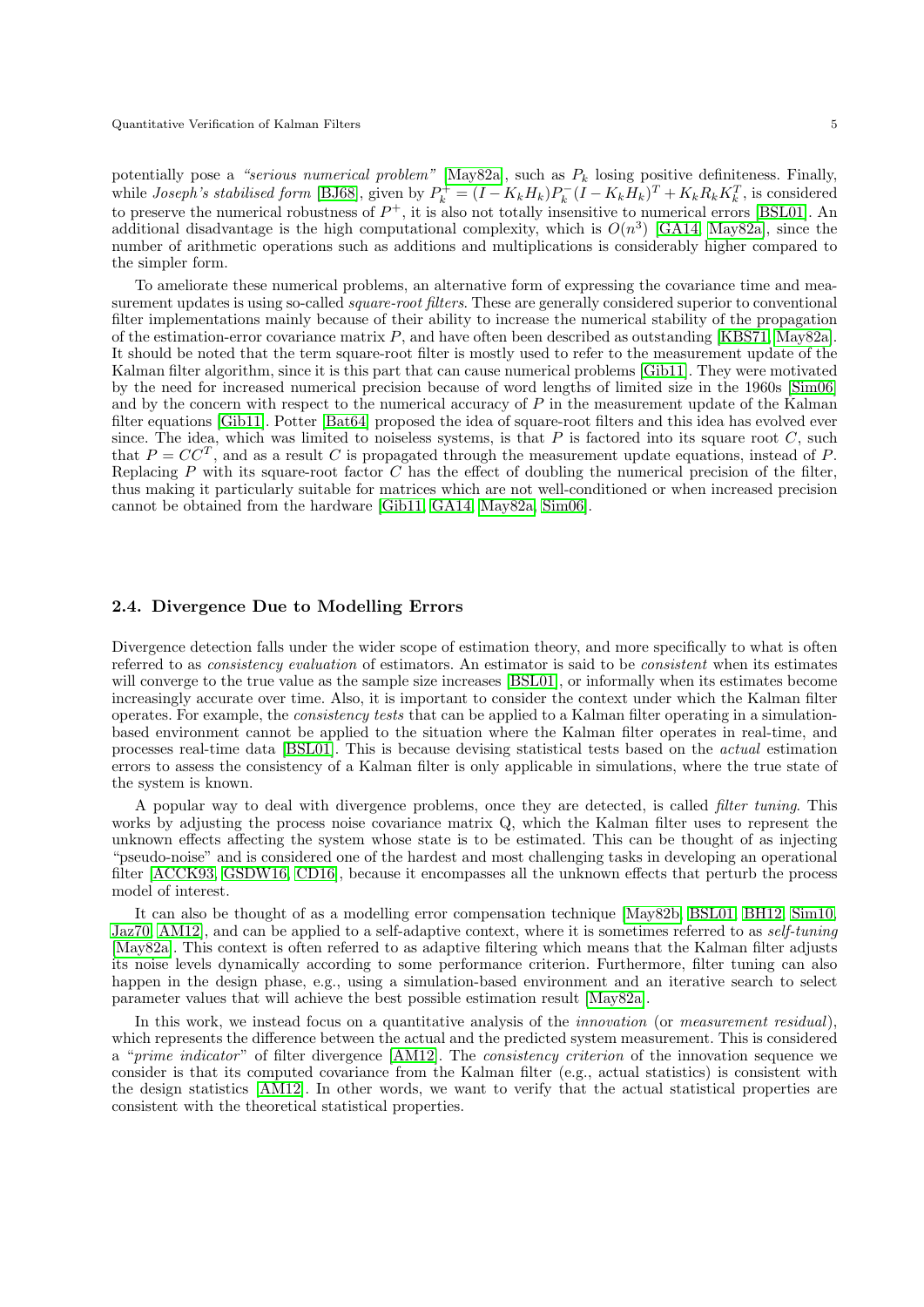potentially pose a *"serious numerical problem"* [May82a], such as $P_k$ losing positive definiteness. Finally, while *Joseph's stabilised form* [BJ68], given by $P_k^+ = (I - K_kH_k)P_k^-(I - K_kH_k)^T + K_kR_kK_k^T$, is considered to preserve the numerical robustness of $P^+$, it is also not totally insensitive to numerical errors [BSL01]. An additional disadvantage is the high computational complexity, which is $O(n^3)$ [GA14, May82a], since the number of arithmetic operations such as additions and multiplications is considerably higher compared to the simpler form.

To ameliorate these numerical problems, an alternative form of expressing the covariance time and measurement updates is using so-called *square-root filters*. These are generally considered superior to conventional filter implementations mainly because of their ability to increase the numerical stability of the propagation of the estimation-error covariance matrix $P$, and have often been described as outstanding [KBS71, May82a]. It should be noted that the term square-root filter is mostly used to refer to the measurement update of the Kalman filter algorithm, since it is this part that can cause numerical problems [Gib11]. They were motivated by the need for increased numerical precision because of word lengths of limited size in the 1960s [Sim06] and by the concern with respect to the numerical accuracy of $P$ in the measurement update of the Kalman filter equations [Gib11]. Potter [Bat64] proposed the idea of square-root filters and this idea has evolved ever since. The idea, which was limited to noiseless systems, is that $P$ is factored into its square root $C$, such that $P = CC^T$, and as a result $C$ is propagated through the measurement update equations, instead of $P$. Replacing $P$ with its square-root factor $C$ has the effect of doubling the numerical precision of the filter, thus making it particularly suitable for matrices which are not well-conditioned or when increased precision cannot be obtained from the hardware [Gib11, GA14, May82a, Sim06].

### 2.4. Divergence Due to Modelling Errors

Divergence detection falls under the wider scope of estimation theory, and more specifically to what is often referred to as *consistency evaluation* of estimators. An estimator is said to be *consistent* when its estimates will converge to the true value as the sample size increases [BSL01], or informally when its estimates become increasingly accurate over time. Also, it is important to consider the context under which the Kalman filter operates. For example, the *consistency tests* that can be applied to a Kalman filter operating in a simulation-based environment cannot be applied to the situation where the Kalman filter operates in real-time, and processes real-time data [BSL01]. This is because devising statistical tests based on the *actual* estimation errors to assess the consistency of a Kalman filter is only applicable in simulations, where the true state of the system is known.

A popular way to deal with divergence problems, once they are detected, is called *filter tuning*. This works by adjusting the process noise covariance matrix Q, which the Kalman filter uses to represent the unknown effects affecting the system whose state is to be estimated. This can be thought of as injecting "pseudo-noise" and is considered one of the hardest and most challenging tasks in developing an operational filter [ACCK93, GSDW16, CD16], because it encompasses all the unknown effects that perturb the process model of interest.

It can also be thought of as a modelling error compensation technique [May82b, BSL01, BH12, Sim10, Jaz70, AM12], and can be applied to a self-adaptive context, where it is sometimes referred to as *self-tuning* [May82a]. This context is often referred to as adaptive filtering which means that the Kalman filter adjusts its noise levels dynamically according to some performance criterion. Furthermore, filter tuning can also happen in the design phase, e.g., using a simulation-based environment and an iterative search to select parameter values that will achieve the best possible estimation result [May82a].

In this work, we instead focus on a quantitative analysis of the *innovation* (or *measurement residual*), which represents the difference between the actual and the predicted system measurement. This is considered a "*prime indicator*" of filter divergence [AM12]. The *consistency criterion* of the innovation sequence we consider is that its computed covariance from the Kalman filter (e.g., actual statistics) is consistent with the design statistics [AM12]. In other words, we want to verify that the actual statistical properties are consistent with the theoretical statistical properties.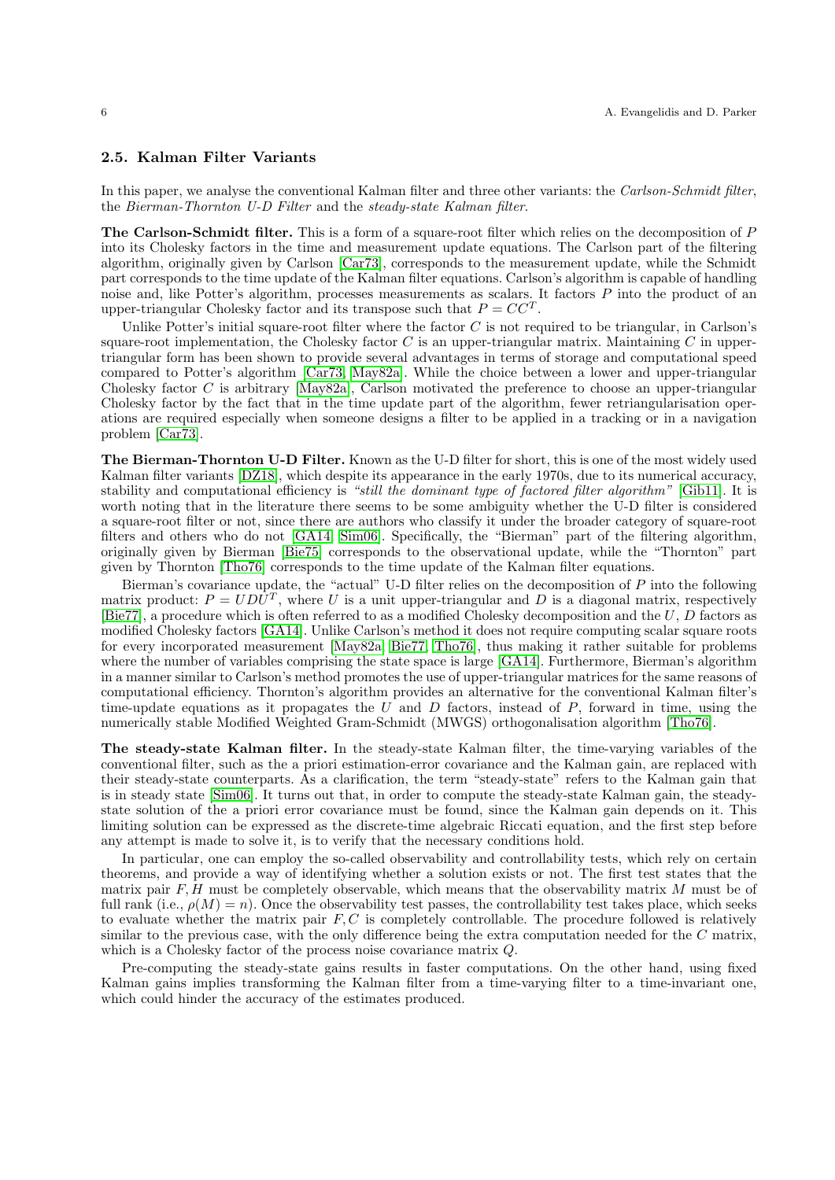### 2.5. Kalman Filter Variants

In this paper, we analyse the conventional Kalman filter and three other variants: the *Carlson-Schmidt filter*, the *Bierman-Thornton U-D Filter* and the *steady-state Kalman filter*.

**The Carlson-Schmidt filter.** This is a form of a square-root filter which relies on the decomposition of $P$ into its Cholesky factors in the time and measurement update equations. The Carlson part of the filtering algorithm, originally given by Carlson [Car73], corresponds to the measurement update, while the Schmidt part corresponds to the time update of the Kalman filter equations. Carlson's algorithm is capable of handling noise and, like Potter's algorithm, processes measurements as scalars. It factors $P$ into the product of an upper-triangular Cholesky factor and its transpose such that $P = CC^T$.

Unlike Potter's initial square-root filter where the factor $C$ is not required to be triangular, in Carlson's square-root implementation, the Cholesky factor $C$ is an upper-triangular matrix. Maintaining $C$ in upper-triangular form has been shown to provide several advantages in terms of storage and computational speed compared to Potter's algorithm [Car73, May82a]. While the choice between a lower and upper-triangular Cholesky factor $C$ is arbitrary [May82a], Carlson motivated the preference to choose an upper-triangular Cholesky factor by the fact that in the time update part of the algorithm, fewer retriangularisation operations are required especially when someone designs a filter to be applied in a tracking or in a navigation problem [Car73].

**The Bierman-Thornton U-D Filter.** Known as the U-D filter for short, this is one of the most widely used Kalman filter variants [DZ18], which despite its appearance in the early 1970s, due to its numerical accuracy, stability and computational efficiency is *"still the dominant type of factored filter algorithm"* [Gib11]. It is worth noting that in the literature there seems to be some ambiguity whether the U-D filter is considered a square-root filter or not, since there are authors who classify it under the broader category of square-root filters and others who do not [GA14, Sim06]. Specifically, the "Bierman" part of the filtering algorithm, originally given by Bierman [Bie75] corresponds to the observational update, while the "Thornton" part given by Thornton [Tho76] corresponds to the time update of the Kalman filter equations.

Bierman's covariance update, the "actual" U-D filter relies on the decomposition of $P$ into the following matrix product: $P = UDU^T$, where $U$ is a unit upper-triangular and $D$ is a diagonal matrix, respectively [Bie77], a procedure which is often referred to as a modified Cholesky decomposition and the $U$, $D$ factors as modified Cholesky factors [GA14]. Unlike Carlson's method it does not require computing scalar square roots for every incorporated measurement [May82a, Bie77, Tho76], thus making it rather suitable for problems where the number of variables comprising the state space is large [GA14]. Furthermore, Bierman's algorithm in a manner similar to Carlson's method promotes the use of upper-triangular matrices for the same reasons of computational efficiency. Thornton's algorithm provides an alternative for the conventional Kalman filter's time-update equations as it propagates the $U$ and $D$ factors, instead of $P$, forward in time, using the numerically stable Modified Weighted Gram-Schmidt (MWGS) orthogonalisation algorithm [Tho76].

**The steady-state Kalman filter.** In the steady-state Kalman filter, the time-varying variables of the conventional filter, such as the a priori estimation-error covariance and the Kalman gain, are replaced with their steady-state counterparts. As a clarification, the term "steady-state" refers to the Kalman gain that is in steady state [Sim06]. It turns out that, in order to compute the steady-state Kalman gain, the steady-state solution of the a priori error covariance must be found, since the Kalman gain depends on it. This limiting solution can be expressed as the discrete-time algebraic Riccati equation, and the first step before any attempt is made to solve it, is to verify that the necessary conditions hold.

In particular, one can employ the so-called observability and controllability tests, which rely on certain theorems, and provide a way of identifying whether a solution exists or not. The first test states that the matrix pair $F, H$ must be completely observable, which means that the observability matrix $M$ must be of full rank (i.e., $\rho(M) = n$). Once the observability test passes, the controllability test takes place, which seeks to evaluate whether the matrix pair $F, C$ is completely controllable. The procedure followed is relatively similar to the previous case, with the only difference being the extra computation needed for the $C$ matrix, which is a Cholesky factor of the process noise covariance matrix $Q$.

Pre-computing the steady-state gains results in faster computations. On the other hand, using fixed Kalman gains implies transforming the Kalman filter from a time-varying filter to a time-invariant one, which could hinder the accuracy of the estimates produced.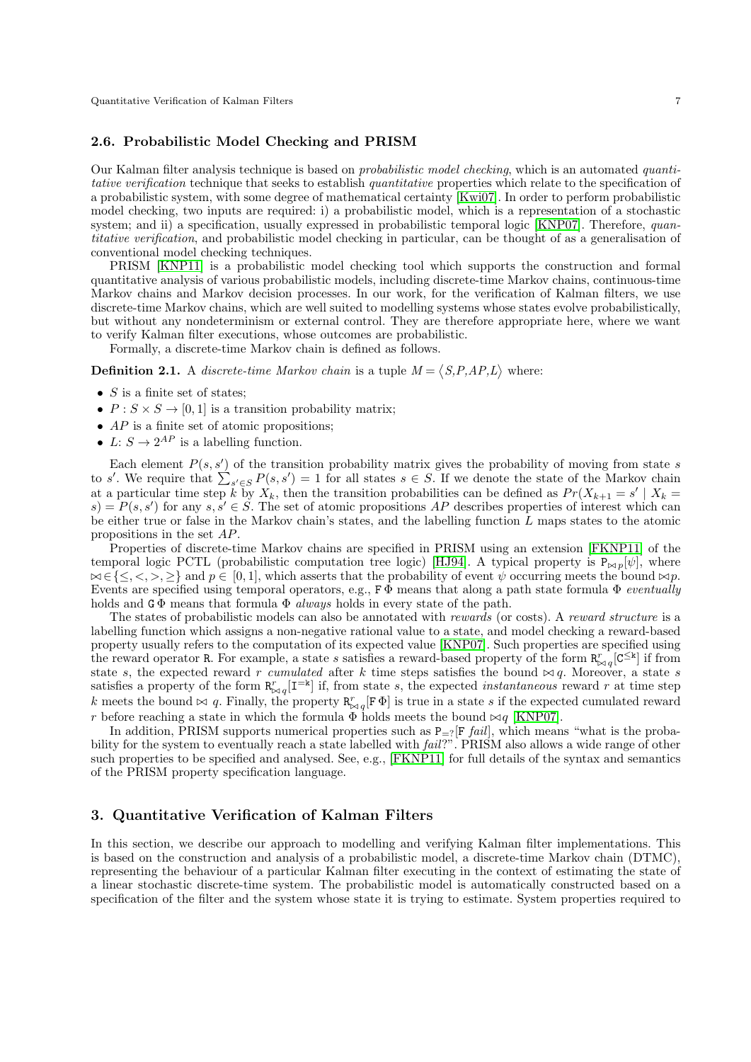### 2.6. Probabilistic Model Checking and PRISM

Our Kalman filter analysis technique is based on *probabilistic model checking*, which is an automated *quantitative verification* technique that seeks to establish *quantitative* properties which relate to the specification of a probabilistic system, with some degree of mathematical certainty [Kwi07]. In order to perform probabilistic model checking, two inputs are required: i) a probabilistic model, which is a representation of a stochastic system; and ii) a specification, usually expressed in probabilistic temporal logic [KNP07]. Therefore, *quantitative verification*, and probabilistic model checking in particular, can be thought of as a generalisation of conventional model checking techniques.

PRISM [KNP11] is a probabilistic model checking tool which supports the construction and formal quantitative analysis of various probabilistic models, including discrete-time Markov chains, continuous-time Markov chains and Markov decision processes. In our work, for the verification of Kalman filters, we use discrete-time Markov chains, which are well suited to modelling systems whose states evolve probabilistically, but without any nondeterminism or external control. They are therefore appropriate here, where we want to verify Kalman filter executions, whose outcomes are probabilistic.

Formally, a discrete-time Markov chain is defined as follows.

**Definition 2.1.** A *discrete-time Markov chain* is a tuple $M = \langle S, P, AP, L \rangle$ where:

- $S$ is a finite set of states;
- $P : S \times S \to [0, 1]$ is a transition probability matrix;
- $AP$ is a finite set of atomic propositions;
- $L$: $S \to 2^{AP}$ is a labelling function.

Each element $P(s, s')$ of the transition probability matrix gives the probability of moving from state $s$ to $s'$. We require that $\sum_{s' \in S} P(s, s') = 1$ for all states $s \in S$. If we denote the state of the Markov chain at a particular time step $k$ by $X_k$, then the transition probabilities can be defined as $Pr(X_{k+1} = s' \mid X_k = s) = P(s, s')$ for any $s, s' \in S$. The set of atomic propositions $AP$ describes properties of interest which can be either true or false in the Markov chain's states, and the labelling function $L$ maps states to the atomic propositions in the set $AP$.

Properties of discrete-time Markov chains are specified in PRISM using an extension [FKNP11] of the temporal logic PCTL (probabilistic computation tree logic) [HJ94]. A typical property is $\mathtt{P}_{\bowtie p}[\psi]$, where $\bowtie \in \{\leq, <, >, \geq\}$ and $p \in [0, 1]$, which asserts that the probability of event $\psi$ occurring meets the bound $\bowtie p$. Events are specified using temporal operators, e.g., $\mathtt{F}\,\Phi$ means that along a path state formula $\Phi$ *eventually* holds and $\mathtt{G}\,\Phi$ means that formula $\Phi$ *always* holds in every state of the path.

The states of probabilistic models can also be annotated with *rewards* (or costs). A *reward structure* is a labelling function which assigns a non-negative rational value to a state, and model checking a reward-based property usually refers to the computation of its expected value [KNP07]. Such properties are specified using the reward operator R. For example, a state $s$ satisfies a reward-based property of the form $\mathtt{R}^{r}_{\bowtie q}[\mathtt{C}^{\leq \mathtt{k}}]$ if from state $s$, the expected reward $r$ *cumulated* after $k$ time steps satisfies the bound $\bowtie q$. Moreover, a state $s$ satisfies a property of the form $\mathtt{R}^{r}_{\bowtie q}[\mathtt{I}^{=\mathtt{k}}]$ if, from state $s$, the expected *instantaneous* reward $r$ at time step $k$ meets the bound $\bowtie q$. Finally, the property $\mathtt{R}^{r}_{\bowtie q}[\mathtt{F}\,\Phi]$ is true in a state $s$ if the expected cumulated reward $r$ before reaching a state in which the formula $\Phi$ holds meets the bound $\bowtie q$ [KNP07].

In addition, PRISM supports numerical properties such as $\mathtt{P}_{=?}[\mathtt{F}\ \mathit{fail}]$, which means "what is the probability for the system to eventually reach a state labelled with *fail*?". PRISM also allows a wide range of other such properties to be specified and analysed. See, e.g., [FKNP11] for full details of the syntax and semantics of the PRISM property specification language.

## 3. Quantitative Verification of Kalman Filters

In this section, we describe our approach to modelling and verifying Kalman filter implementations. This is based on the construction and analysis of a probabilistic model, a discrete-time Markov chain (DTMC), representing the behaviour of a particular Kalman filter executing in the context of estimating the state of a linear stochastic discrete-time system. The probabilistic model is automatically constructed based on a specification of the filter and the system whose state it is trying to estimate. System properties required to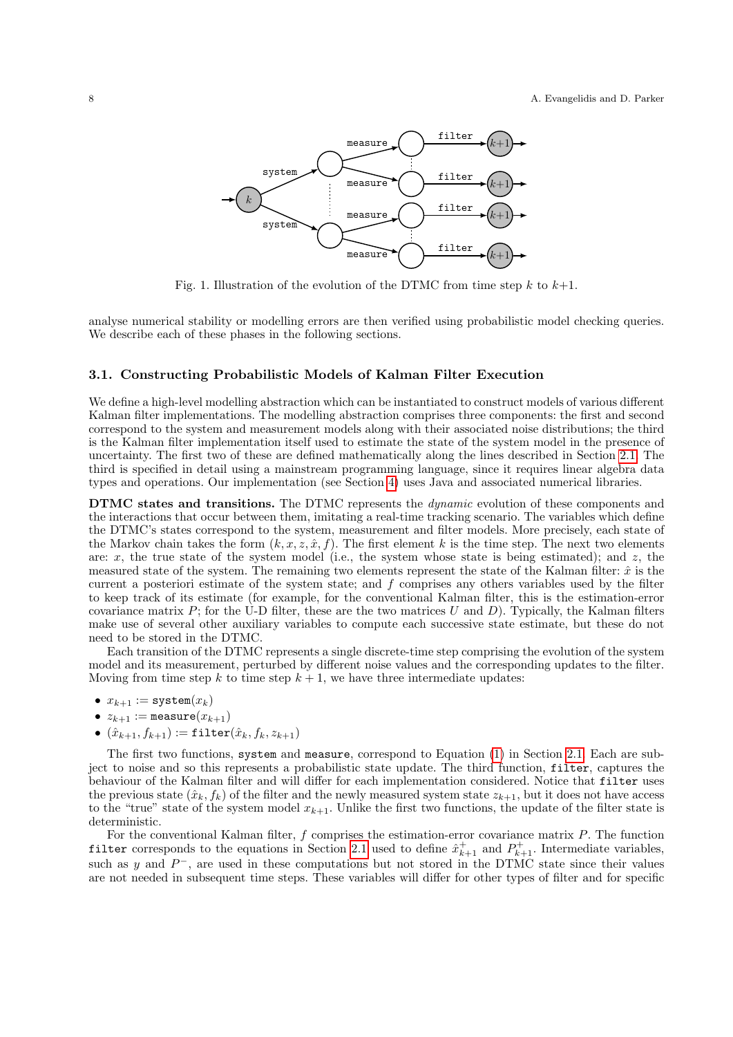Fig. 1. Illustration of the evolution of the DTMC from time step $k$ to $k+1$.

analyse numerical stability or modelling errors are then verified using probabilistic model checking queries. We describe each of these phases in the following sections.

### 3.1. Constructing Probabilistic Models of Kalman Filter Execution

We define a high-level modelling abstraction which can be instantiated to construct models of various different Kalman filter implementations. The modelling abstraction comprises three components: the first and second correspond to the system and measurement models along with their associated noise distributions; the third is the Kalman filter implementation itself used to estimate the state of the system model in the presence of uncertainty. The first two of these are defined mathematically along the lines described in Section 2.1. The third is specified in detail using a mainstream programming language, since it requires linear algebra data types and operations. Our implementation (see Section 4) uses Java and associated numerical libraries.

**DTMC states and transitions.** The DTMC represents the *dynamic* evolution of these components and the interactions that occur between them, imitating a real-time tracking scenario. The variables which define the DTMC's states correspond to the system, measurement and filter models. More precisely, each state of the Markov chain takes the form $(k, x, z, \hat{x}, f)$. The first element $k$ is the time step. The next two elements are: $x$, the true state of the system model (i.e., the system whose state is being estimated); and $z$, the measured state of the system. The remaining two elements represent the state of the Kalman filter: $\hat{x}$ is the current a posteriori estimate of the system state; and $f$ comprises any others variables used by the filter to keep track of its estimate (for example, for the conventional Kalman filter, this is the estimation-error covariance matrix $P$; for the U-D filter, these are the two matrices $U$ and $D$). Typically, the Kalman filters make use of several other auxiliary variables to compute each successive state estimate, but these do not need to be stored in the DTMC.

Each transition of the DTMC represents a single discrete-time step comprising the evolution of the system model and its measurement, perturbed by different noise values and the corresponding updates to the filter. Moving from time step $k$ to time step $k+1$, we have three intermediate updates:

- $x_{k+1} := \texttt{system}(x_k)$
- $z_{k+1} := \texttt{measure}(x_{k+1})$
- $(\hat{x}_{k+1}, f_{k+1}) := \texttt{filter}(\hat{x}_k, f_k, z_{k+1})$

The first two functions, `system` and `measure`, correspond to Equation (1) in Section 2.1. Each are subject to noise and so this represents a probabilistic state update. The third function, `filter`, captures the behaviour of the Kalman filter and will differ for each implementation considered. Notice that `filter` uses the previous state $(\hat{x}_k, f_k)$ of the filter and the newly measured system state $z_{k+1}$, but it does not have access to the "true" state of the system model $x_{k+1}$. Unlike the first two functions, the update of the filter state is deterministic.

For the conventional Kalman filter, $f$ comprises the estimation-error covariance matrix $P$. The function `filter` corresponds to the equations in Section 2.1 used to define $\hat{x}^+_{k+1}$ and $P^+_{k+1}$. Intermediate variables, such as $y$ and $P^-$, are used in these computations but not stored in the DTMC state since their values are not needed in subsequent time steps. These variables will differ for other types of filter and for specific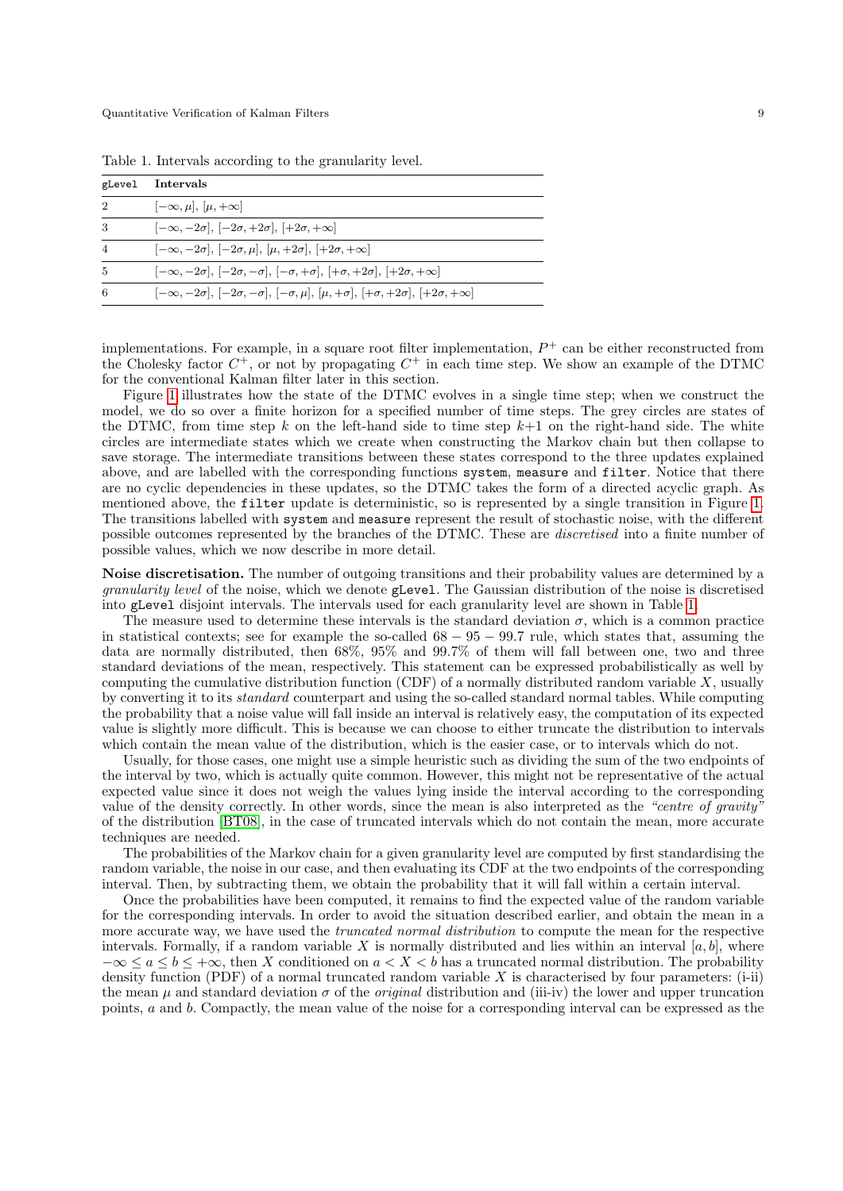Table 1. Intervals according to the granularity level.

| `gLevel` | **Intervals** |
|---|---|
| 2 | $[-\infty, \mu]$, $[\mu, +\infty]$ |
| 3 | $[-\infty, -2\sigma]$, $[-2\sigma, +2\sigma]$, $[+2\sigma, +\infty]$ |
| 4 | $[-\infty, -2\sigma]$, $[-2\sigma, \mu]$, $[\mu, +2\sigma]$, $[+2\sigma, +\infty]$ |
| 5 | $[-\infty, -2\sigma]$, $[-2\sigma, -\sigma]$, $[-\sigma, +\sigma]$, $[+\sigma, +2\sigma]$, $[+2\sigma, +\infty]$ |
| 6 | $[-\infty, -2\sigma]$, $[-2\sigma, -\sigma]$, $[-\sigma, \mu]$, $[\mu, +\sigma]$, $[+\sigma, +2\sigma]$, $[+2\sigma, +\infty]$ |

implementations. For example, in a square root filter implementation, $P^+$ can be either reconstructed from the Cholesky factor $C^+$, or not by propagating $C^+$ in each time step. We show an example of the DTMC for the conventional Kalman filter later in this section.

Figure 1 illustrates how the state of the DTMC evolves in a single time step; when we construct the model, we do so over a finite horizon for a specified number of time steps. The grey circles are states of the DTMC, from time step $k$ on the left-hand side to time step $k$+1 on the right-hand side. The white circles are intermediate states which we create when constructing the Markov chain but then collapse to save storage. The intermediate transitions between these states correspond to the three updates explained above, and are labelled with the corresponding functions `system`, `measure` and `filter`. Notice that there are no cyclic dependencies in these updates, so the DTMC takes the form of a directed acyclic graph. As mentioned above, the `filter` update is deterministic, so is represented by a single transition in Figure 1. The transitions labelled with `system` and `measure` represent the result of stochastic noise, with the different possible outcomes represented by the branches of the DTMC. These are *discretised* into a finite number of possible values, which we now describe in more detail.

**Noise discretisation.** The number of outgoing transitions and their probability values are determined by a *granularity level* of the noise, which we denote `gLevel`. The Gaussian distribution of the noise is discretised into `gLevel` disjoint intervals. The intervals used for each granularity level are shown in Table 1.

The measure used to determine these intervals is the standard deviation $\sigma$, which is a common practice in statistical contexts; see for example the so-called $68-95-99.7$ rule, which states that, assuming the data are normally distributed, then 68%, 95% and 99.7% of them will fall between one, two and three standard deviations of the mean, respectively. This statement can be expressed probabilistically as well by computing the cumulative distribution function (CDF) of a normally distributed random variable $X$, usually by converting it to its *standard* counterpart and using the so-called standard normal tables. While computing the probability that a noise value will fall inside an interval is relatively easy, the computation of its expected value is slightly more difficult. This is because we can choose to either truncate the distribution to intervals which contain the mean value of the distribution, which is the easier case, or to intervals which do not.

Usually, for those cases, one might use a simple heuristic such as dividing the sum of the two endpoints of the interval by two, which is actually quite common. However, this might not be representative of the actual expected value since it does not weigh the values lying inside the interval according to the corresponding value of the density correctly. In other words, since the mean is also interpreted as the *"centre of gravity"* of the distribution [BT08], in the case of truncated intervals which do not contain the mean, more accurate techniques are needed.

The probabilities of the Markov chain for a given granularity level are computed by first standardising the random variable, the noise in our case, and then evaluating its CDF at the two endpoints of the corresponding interval. Then, by subtracting them, we obtain the probability that it will fall within a certain interval.

Once the probabilities have been computed, it remains to find the expected value of the random variable for the corresponding intervals. In order to avoid the situation described earlier, and obtain the mean in a more accurate way, we have used the *truncated normal distribution* to compute the mean for the respective intervals. Formally, if a random variable $X$ is normally distributed and lies within an interval $[a, b]$, where $-\infty \leq a \leq b \leq +\infty$, then $X$ conditioned on $a < X < b$ has a truncated normal distribution. The probability density function (PDF) of a normal truncated random variable $X$ is characterised by four parameters: (i-ii) the mean $\mu$ and standard deviation $\sigma$ of the *original* distribution and (iii-iv) the lower and upper truncation points, $a$ and $b$. Compactly, the mean value of the noise for a corresponding interval can be expressed as the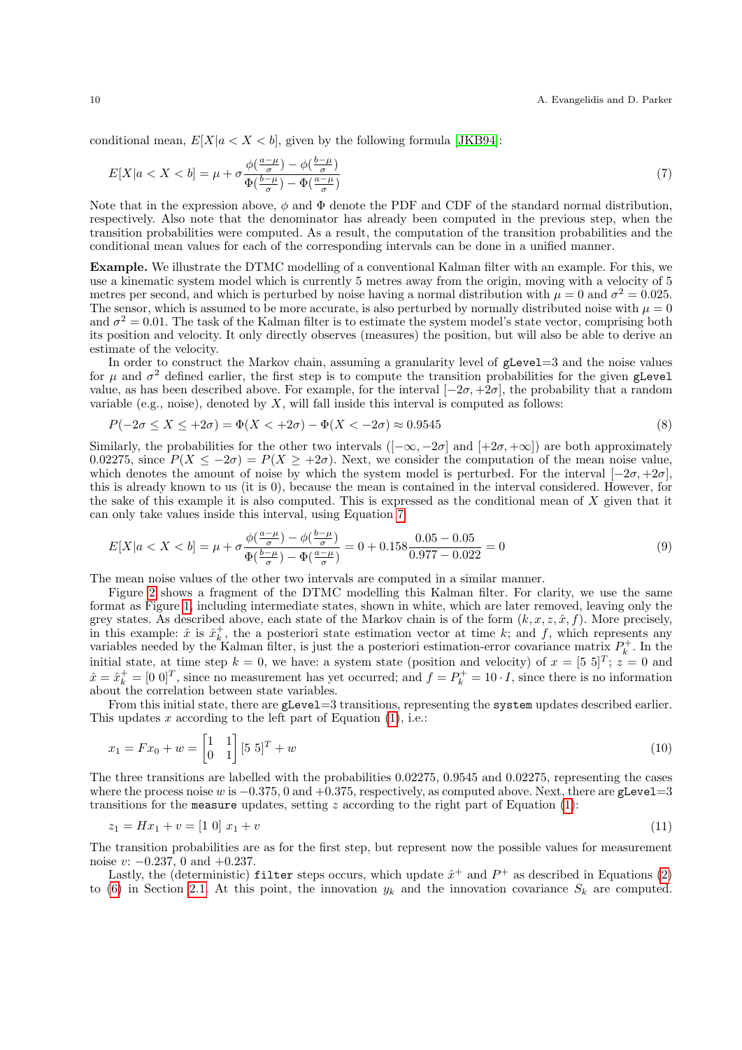conditional mean, $E[X|a < X < b]$, given by the following formula [JKB94]:

$$E[X|a < X < b] = \mu + \sigma \frac{\phi(\frac{a-\mu}{\sigma}) - \phi(\frac{b-\mu}{\sigma})}{\Phi(\frac{b-\mu}{\sigma}) - \Phi(\frac{a-\mu}{\sigma})} \tag{7}$$

Note that in the expression above, $\phi$ and $\Phi$ denote the PDF and CDF of the standard normal distribution, respectively. Also note that the denominator has already been computed in the previous step, when the transition probabilities were computed. As a result, the computation of the transition probabilities and the conditional mean values for each of the corresponding intervals can be done in a unified manner.

**Example.** We illustrate the DTMC modelling of a conventional Kalman filter with an example. For this, we use a kinematic system model which is currently 5 metres away from the origin, moving with a velocity of 5 metres per second, and which is perturbed by noise having a normal distribution with $\mu = 0$ and $\sigma^2 = 0.025$. The sensor, which is assumed to be more accurate, is also perturbed by normally distributed noise with $\mu = 0$ and $\sigma^2 = 0.01$. The task of the Kalman filter is to estimate the system model's state vector, comprising both its position and velocity. It only directly observes (measures) the position, but will also be able to derive an estimate of the velocity.

In order to construct the Markov chain, assuming a granularity level of `gLevel`=3 and the noise values for $\mu$ and $\sigma^2$ defined earlier, the first step is to compute the transition probabilities for the given `gLevel` value, as has been described above. For example, for the interval $[-2\sigma, +2\sigma]$, the probability that a random variable (e.g., noise), denoted by $X$, will fall inside this interval is computed as follows:

$$P(-2\sigma \leq X \leq +2\sigma) = \Phi(X < +2\sigma) - \Phi(X < -2\sigma) \approx 0.9545 \tag{8}$$

Similarly, the probabilities for the other two intervals ($[-\infty, -2\sigma]$ and $[+2\sigma, +\infty]$) are both approximately 0.02275, since $P(X \leq -2\sigma) = P(X \geq +2\sigma)$. Next, we consider the computation of the mean noise value, which denotes the amount of noise by which the system model is perturbed. For the interval $[-2\sigma, +2\sigma]$, this is already known to us (it is 0), because the mean is contained in the interval considered. However, for the sake of this example it is also computed. This is expressed as the conditional mean of $X$ given that it can only take values inside this interval, using Equation 7:

$$E[X|a < X < b] = \mu + \sigma \frac{\phi(\frac{a-\mu}{\sigma}) - \phi(\frac{b-\mu}{\sigma})}{\Phi(\frac{b-\mu}{\sigma}) - \Phi(\frac{a-\mu}{\sigma})} = 0 + 0.158 \frac{0.05 - 0.05}{0.977 - 0.022} = 0 \tag{9}$$

The mean noise values of the other two intervals are computed in a similar manner.

Figure 2 shows a fragment of the DTMC modelling this Kalman filter. For clarity, we use the same format as Figure 1, including intermediate states, shown in white, which are later removed, leaving only the grey states. As described above, each state of the Markov chain is of the form $(k, x, z, \hat{x}, f)$. More precisely, in this example: $\hat{x}$ is $\hat{x}_k^+$, the a posteriori state estimation vector at time $k$; and $f$, which represents any variables needed by the Kalman filter, is just the a posteriori estimation-error covariance matrix $P_k^+$. In the initial state, at time step $k = 0$, we have: a system state (position and velocity) of $x = [5\ 5]^T$; $z = 0$ and $\hat{x} = \hat{x}_k^+ = [0\ 0]^T$, since no measurement has yet occurred; and $f = P_k^+ = 10 \cdot I$, since there is no information about the correlation between state variables.

From this initial state, there are `gLevel`=3 transitions, representing the `system` updates described earlier. This updates $x$ according to the left part of Equation (1), i.e.:

$$x_1 = F x_0 + w = \begin{bmatrix} 1 & 1 \\ 0 & 1 \end{bmatrix} [5\ 5]^T + w \tag{10}$$

The three transitions are labelled with the probabilities 0.02275, 0.9545 and 0.02275, representing the cases where the process noise $w$ is $-0.375$, 0 and $+0.375$, respectively, as computed above. Next, there are `gLevel`=3 transitions for the `measure` updates, setting $z$ according to the right part of Equation (1):

$$z_1 = H x_1 + v = [1\ 0]\ x_1 + v \tag{11}$$

The transition probabilities are as for the first step, but represent now the possible values for measurement noise $v$: $-0.237$, 0 and $+0.237$.

Lastly, the (deterministic) `filter` steps occurs, which update $\hat{x}^+$ and $P^+$ as described in Equations (2) to (6) in Section 2.1. At this point, the innovation $y_k$ and the innovation covariance $S_k$ are computed.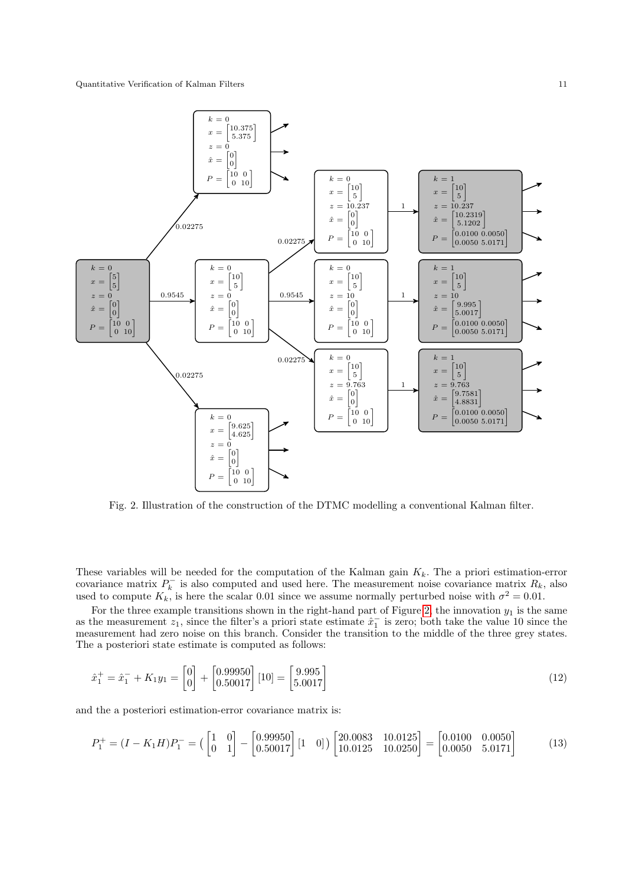Fig. 2. Illustration of the construction of the DTMC modelling a conventional Kalman filter.

These variables will be needed for the computation of the Kalman gain $K_k$. The a priori estimation-error covariance matrix $P_k^-$ is also computed and used here. The measurement noise covariance matrix $R_k$, also used to compute $K_k$, is here the scalar 0.01 since we assume normally perturbed noise with $\sigma^2 = 0.01$.

For the three example transitions shown in the right-hand part of Figure 2, the innovation $y_1$ is the same as the measurement $z_1$, since the filter's a priori state estimate $\hat{x}_1^-$ is zero; both take the value 10 since the measurement had zero noise on this branch. Consider the transition to the middle of the three grey states. The a posteriori state estimate is computed as follows:

$$\hat{x}_1^+ = \hat{x}_1^- + K_1 y_1 = \begin{bmatrix} 0 \\ 0 \end{bmatrix} + \begin{bmatrix} 0.99950 \\ 0.50017 \end{bmatrix} [10] = \begin{bmatrix} 9.995 \\ 5.0017 \end{bmatrix} \tag{12}$$

and the a posteriori estimation-error covariance matrix is:

$$P_1^+ = (I - K_1 H) P_1^- = \left( \begin{bmatrix} 1 & 0 \\ 0 & 1 \end{bmatrix} - \begin{bmatrix} 0.99950 \\ 0.50017 \end{bmatrix} \begin{bmatrix} 1 & 0 \end{bmatrix} \right) \begin{bmatrix} 20.0083 & 10.0125 \\ 10.0125 & 10.0250 \end{bmatrix} = \begin{bmatrix} 0.0100 & 0.0050 \\ 0.0050 & 5.0171 \end{bmatrix} \tag{13}$$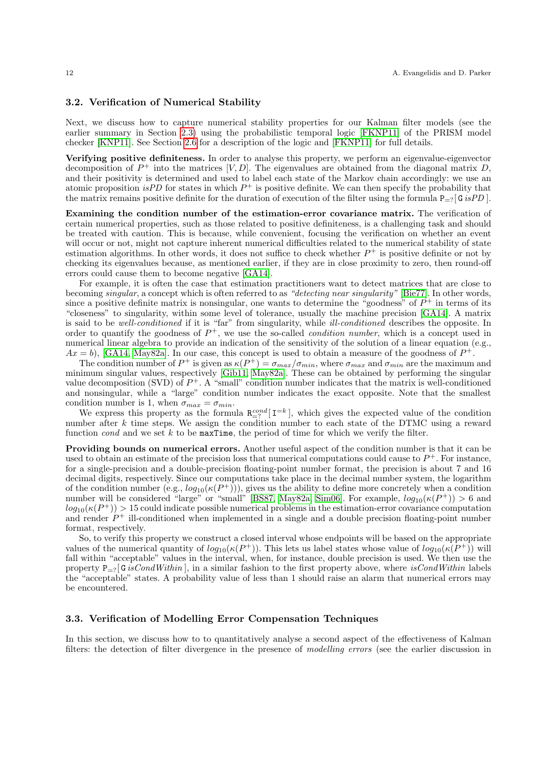### 3.2. Verification of Numerical Stability

Next, we discuss how to capture numerical stability properties for our Kalman filter models (see the earlier summary in Section 2.3) using the probabilistic temporal logic [FKNP11] of the PRISM model checker [KNP11]. See Section 2.6 for a description of the logic and [FKNP11] for full details.

**Verifying positive definiteness.** In order to analyse this property, we perform an eigenvalue-eigenvector decomposition of $P^+$ into the matrices $[V, D]$. The eigenvalues are obtained from the diagonal matrix $D$, and their positivity is determined and used to label each state of the Markov chain accordingly: we use an atomic proposition *isPD* for states in which $P^+$ is positive definite. We can then specify the probability that the matrix remains positive definite for the duration of execution of the filter using the formula $\mathtt{P}_{=?}[\,\mathtt{G}\; isPD\,]$.

**Examining the condition number of the estimation-error covariance matrix.** The verification of certain numerical properties, such as those related to positive definiteness, is a challenging task and should be treated with caution. This is because, while convenient, focusing the verification on whether an event will occur or not, might not capture inherent numerical difficulties related to the numerical stability of state estimation algorithms. In other words, it does not suffice to check whether $P^+$ is positive definite or not by checking its eigenvalues because, as mentioned earlier, if they are in close proximity to zero, then round-off errors could cause them to become negative [GA14].

For example, it is often the case that estimation practitioners want to detect matrices that are close to becoming *singular*, a concept which is often referred to as *"detecting near singularity"* [Bie77]. In other words, since a positive definite matrix is nonsingular, one wants to determine the "goodness" of $P^+$ in terms of its "closeness" to singularity, within some level of tolerance, usually the machine precision [GA14]. A matrix is said to be *well-conditioned* if it is "far" from singularity, while *ill-conditioned* describes the opposite. In order to quantify the goodness of $P^+$, we use the so-called *condition number*, which is a concept used in numerical linear algebra to provide an indication of the sensitivity of the solution of a linear equation (e.g., $Ax = b$), [GA14, May82a]. In our case, this concept is used to obtain a measure of the goodness of $P^+$.

The condition number of $P^+$ is given as $\kappa(P^+) = \sigma_{max}/\sigma_{min}$, where $\sigma_{max}$ and $\sigma_{min}$ are the maximum and minimum singular values, respectively [Gib11, May82a]. These can be obtained by performing the singular value decomposition (SVD) of $P^+$. A "small" condition number indicates that the matrix is well-conditioned and nonsingular, while a "large" condition number indicates the exact opposite. Note that the smallest condition number is 1, when $\sigma_{max} = \sigma_{min}$.

We express this property as the formula $\mathtt{R}^{cond}_{=?}[\,\mathtt{I}^{=k}\,]$, which gives the expected value of the condition number after $k$ time steps. We assign the condition number to each state of the DTMC using a reward function *cond* and we set $k$ to be `maxTime`, the period of time for which we verify the filter.

**Providing bounds on numerical errors.** Another useful aspect of the condition number is that it can be used to obtain an estimate of the precision loss that numerical computations could cause to $P^+$. For instance, for a single-precision and a double-precision floating-point number format, the precision is about 7 and 16 decimal digits, respectively. Since our computations take place in the decimal number system, the logarithm of the condition number (e.g., $log_{10}(\kappa(P^+))$), gives us the ability to define more concretely when a condition number will be considered "large" or "small" [BS87, May82a, Sim06]. For example, $log_{10}(\kappa(P^+)) > 6$ and $log_{10}(\kappa(P^+)) > 15$ could indicate possible numerical problems in the estimation-error covariance computation and render $P^+$ ill-conditioned when implemented in a single and a double precision floating-point number format, respectively.

So, to verify this property we construct a closed interval whose endpoints will be based on the appropriate values of the numerical quantity of $log_{10}(\kappa(P^+))$. This lets us label states whose value of $log_{10}(\kappa(P^+))$ will fall within "acceptable" values in the interval, when, for instance, double precision is used. We then use the property $\mathtt{P}_{=?}[\,\mathtt{G}\; isCondWithin\,]$, in a similar fashion to the first property above, where *isCondWithin* labels the "acceptable" states. A probability value of less than 1 should raise an alarm that numerical errors may be encountered.

### 3.3. Verification of Modelling Error Compensation Techniques

In this section, we discuss how to to quantitatively analyse a second aspect of the effectiveness of Kalman filters: the detection of filter divergence in the presence of *modelling errors* (see the earlier discussion in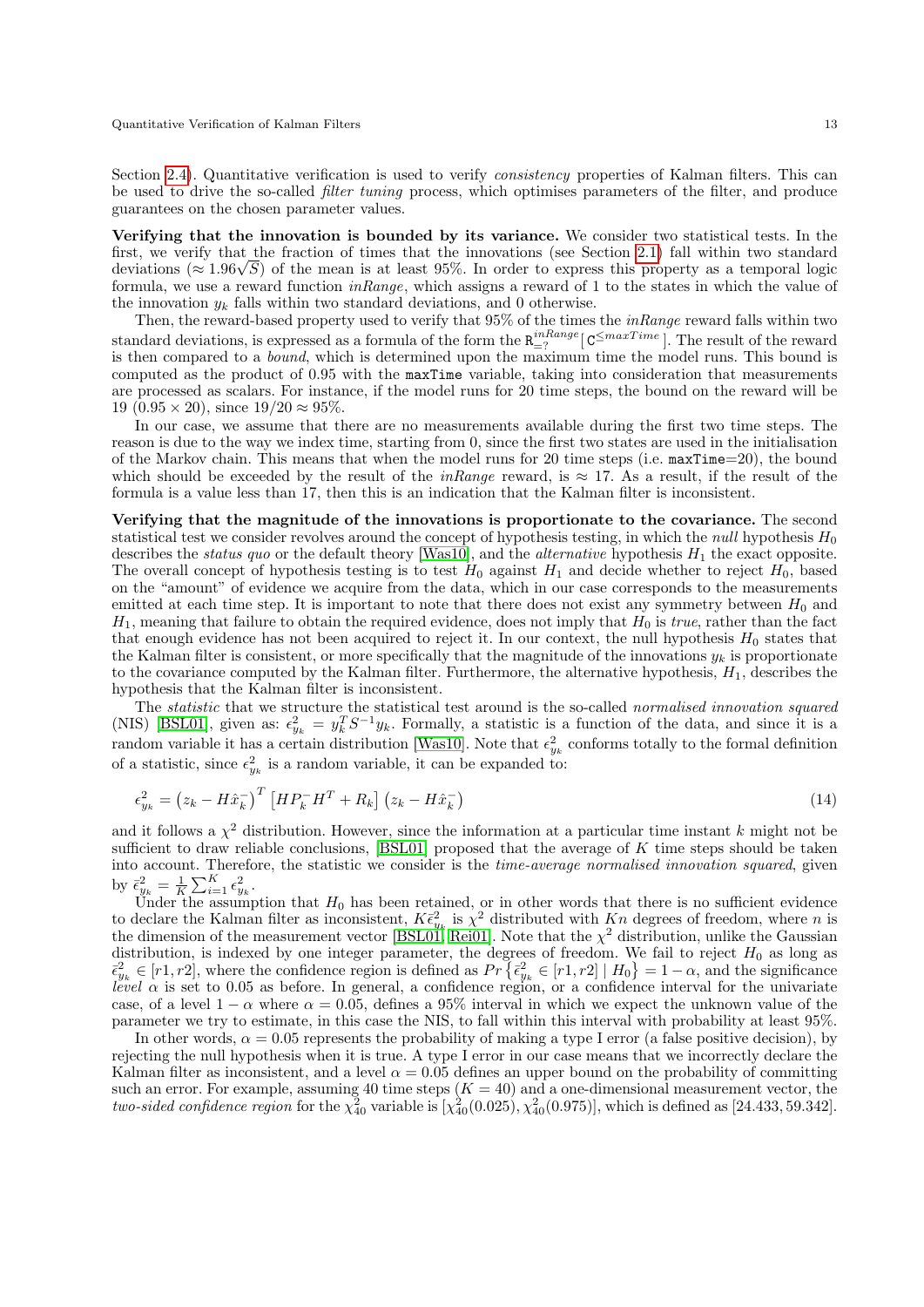Section 2.4). Quantitative verification is used to verify *consistency* properties of Kalman filters. This can be used to drive the so-called *filter tuning* process, which optimises parameters of the filter, and produce guarantees on the chosen parameter values.

**Verifying that the innovation is bounded by its variance.** We consider two statistical tests. In the first, we verify that the fraction of times that the innovations (see Section 2.1) fall within two standard deviations ($\approx 1.96\sqrt{S}$) of the mean is at least 95%. In order to express this property as a temporal logic formula, we use a reward function *inRange*, which assigns a reward of 1 to the states in which the value of the innovation $y_k$ falls within two standard deviations, and 0 otherwise.

Then, the reward-based property used to verify that 95% of the times the *inRange* reward falls within two standard deviations, is expressed as a formula of the form the $\mathtt{R}^{inRange}_{=?}[\,\mathtt{C}^{\leq maxTime}\,]$. The result of the reward is then compared to a *bound*, which is determined upon the maximum time the model runs. This bound is computed as the product of 0.95 with the `maxTime` variable, taking into consideration that measurements are processed as scalars. For instance, if the model runs for 20 time steps, the bound on the reward will be 19 $(0.95 \times 20)$, since $19/20 \approx 95\%$.

In our case, we assume that there are no measurements available during the first two time steps. The reason is due to the way we index time, starting from 0, since the first two states are used in the initialisation of the Markov chain. This means that when the model runs for 20 time steps (i.e. `maxTime`=20), the bound which should be exceeded by the result of the *inRange* reward, is $\approx 17$. As a result, if the result of the formula is a value less than 17, then this is an indication that the Kalman filter is inconsistent.

**Verifying that the magnitude of the innovations is proportionate to the covariance.** The second statistical test we consider revolves around the concept of hypothesis testing, in which the *null* hypothesis $H_0$ describes the *status quo* or the default theory [Was10], and the *alternative* hypothesis $H_1$ the exact opposite. The overall concept of hypothesis testing is to test $H_0$ against $H_1$ and decide whether to reject $H_0$, based on the "amount" of evidence we acquire from the data, which in our case corresponds to the measurements emitted at each time step. It is important to note that there does not exist any symmetry between $H_0$ and $H_1$, meaning that failure to obtain the required evidence, does not imply that $H_0$ is *true*, rather than the fact that enough evidence has not been acquired to reject it. In our context, the null hypothesis $H_0$ states that the Kalman filter is consistent, or more specifically that the magnitude of the innovations $y_k$ is proportionate to the covariance computed by the Kalman filter. Furthermore, the alternative hypothesis, $H_1$, describes the hypothesis that the Kalman filter is inconsistent.

The *statistic* that we structure the statistical test around is the so-called *normalised innovation squared* (NIS) [BSL01], given as: $\epsilon^2_{y_k} = y_k^T S^{-1} y_k$. Formally, a statistic is a function of the data, and since it is a random variable it has a certain distribution [Was10]. Note that $\epsilon^2_{y_k}$ conforms totally to the formal definition of a statistic, since $\epsilon^2_{y_k}$ is a random variable, it can be expanded to:

$$\epsilon^2_{y_k} = \left(z_k - H\hat{x}_k^-\right)^T \left[HP_k^- H^T + R_k\right] \left(z_k - H\hat{x}_k^-\right) \tag{14}$$

and it follows a $\chi^2$ distribution. However, since the information at a particular time instant $k$ might not be sufficient to draw reliable conclusions, [BSL01] proposed that the average of $K$ time steps should be taken into account. Therefore, the statistic we consider is the *time-average normalised innovation squared*, given by $\bar{\epsilon}^2_{y_k} = \frac{1}{K}\sum_{i=1}^{K} \epsilon^2_{y_k}$.

Under the assumption that $H_0$ has been retained, or in other words that there is no sufficient evidence to declare the Kalman filter as inconsistent, $K\bar{\epsilon}^2_{y_k}$ is $\chi^2$ distributed with $Kn$ degrees of freedom, where $n$ is the dimension of the measurement vector [BSL01, Rei01]. Note that the $\chi^2$ distribution, unlike the Gaussian distribution, is indexed by one integer parameter, the degrees of freedom. We fail to reject $H_0$ as long as $\bar{\epsilon}^2_{y_k} \in [r1, r2]$, where the confidence region is defined as $Pr\left\{\bar{\epsilon}^2_{y_k} \in [r1, r2] \mid H_0\right\} = 1 - \alpha$, and the significance *level* $\alpha$ is set to 0.05 as before. In general, a confidence region, or a confidence interval for the univariate case, of a level $1 - \alpha$ where $\alpha = 0.05$, defines a 95% interval in which we expect the unknown value of the parameter we try to estimate, in this case the NIS, to fall within this interval with probability at least 95%.

In other words, $\alpha = 0.05$ represents the probability of making a type I error (a false positive decision), by rejecting the null hypothesis when it is true. A type I error in our case means that we incorrectly declare the Kalman filter as inconsistent, and a level $\alpha = 0.05$ defines an upper bound on the probability of committing such an error. For example, assuming 40 time steps ($K = 40$) and a one-dimensional measurement vector, the *two-sided confidence region* for the $\chi^2_{40}$ variable is $[\chi^2_{40}(0.025), \chi^2_{40}(0.975)]$, which is defined as $[24.433, 59.342]$.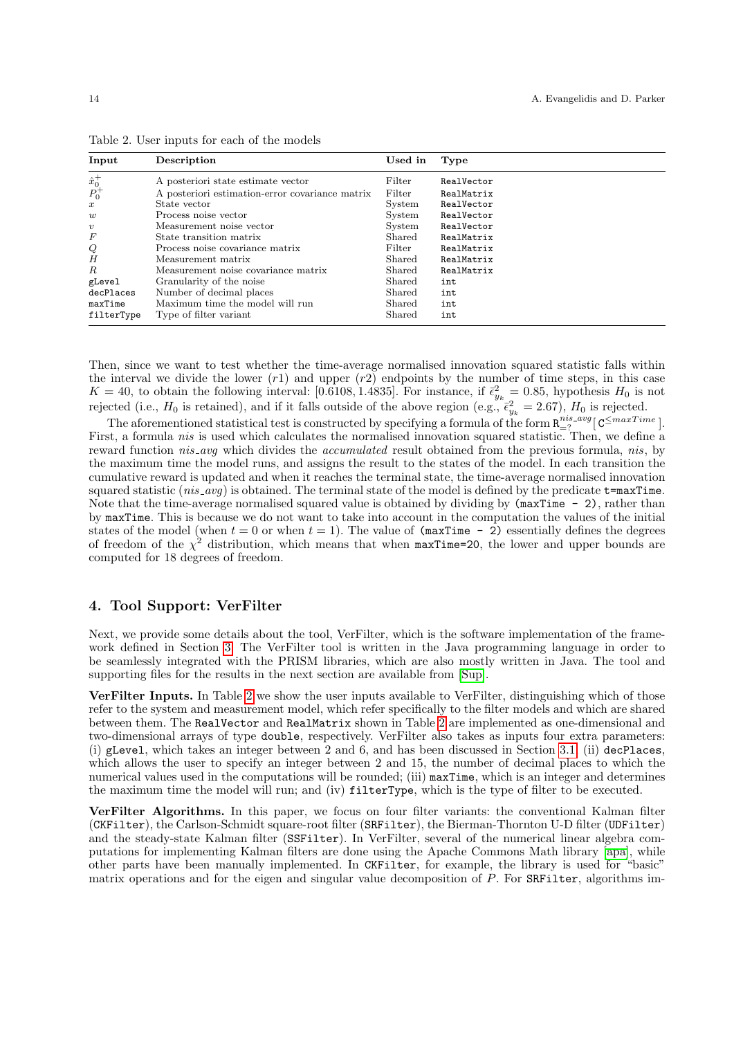Table 2. User inputs for each of the models

| Input | Description | Used in | Type |
|---|---|---|---|
| $\hat{x}_0^+$ | A posteriori state estimate vector | Filter | `RealVector` |
| $P_0^+$ | A posteriori estimation-error covariance matrix | Filter | `RealMatrix` |
| $x$ | State vector | System | `RealVector` |
| $w$ | Process noise vector | System | `RealVector` |
| $v$ | Measurement noise vector | System | `RealVector` |
| $F$ | State transition matrix | Shared | `RealMatrix` |
| $Q$ | Process noise covariance matrix | Filter | `RealMatrix` |
| $H$ | Measurement matrix | Shared | `RealMatrix` |
| $R$ | Measurement noise covariance matrix | Shared | `RealMatrix` |
| `gLevel` | Granularity of the noise | Shared | `int` |
| `decPlaces` | Number of decimal places | Shared | `int` |
| `maxTime` | Maximum time the model will run | Shared | `int` |
| `filterType` | Type of filter variant | Shared | `int` |

Then, since we want to test whether the time-average normalised innovation squared statistic falls within the interval we divide the lower ($r1$) and upper ($r2$) endpoints by the number of time steps, in this case $K = 40$, to obtain the following interval: $[0.6108, 1.4835]$. For instance, if $\bar{\epsilon}^2_{y_k} = 0.85$, hypothesis $H_0$ is not rejected (i.e., $H_0$ is retained), and if it falls outside of the above region (e.g., $\bar{\epsilon}^2_{y_k} = 2.67$), $H_0$ is rejected.

The aforementioned statistical test is constructed by specifying a formula of the form $\mathtt{R}^{nis\_avg}_{=?}[\,\mathtt{C}^{\leq maxTime}\,]$. First, a formula $nis$ is used which calculates the normalised innovation squared statistic. Then, we define a reward function $nis\_avg$ which divides the *accumulated* result obtained from the previous formula, $nis$, by the maximum time the model runs, and assigns the result to the states of the model. In each transition the cumulative reward is updated and when it reaches the terminal state, the time-average normalised innovation squared statistic ($nis\_avg$) is obtained. The terminal state of the model is defined by the predicate `t=maxTime`. Note that the time-average normalised squared value is obtained by dividing by `(maxTime - 2)`, rather than by `maxTime`. This is because we do not want to take into account in the computation the values of the initial states of the model (when $t = 0$ or when $t = 1$). The value of `(maxTime - 2)` essentially defines the degrees of freedom of the $\chi^2$ distribution, which means that when `maxTime=20`, the lower and upper bounds are computed for 18 degrees of freedom.

## 4. Tool Support: VerFilter

Next, we provide some details about the tool, VerFilter, which is the software implementation of the framework defined in Section 3. The VerFilter tool is written in the Java programming language in order to be seamlessly integrated with the PRISM libraries, which are also mostly written in Java. The tool and supporting files for the results in the next section are available from [Sup].

**VerFilter Inputs.** In Table 2 we show the user inputs available to VerFilter, distinguishing which of those refer to the system and measurement model, which refer specifically to the filter models and which are shared between them. The `RealVector` and `RealMatrix` shown in Table 2 are implemented as one-dimensional and two-dimensional arrays of type `double`, respectively. VerFilter also takes as inputs four extra parameters: (i) `gLevel`, which takes an integer between 2 and 6, and has been discussed in Section 3.1; (ii) `decPlaces`, which allows the user to specify an integer between 2 and 15, the number of decimal places to which the numerical values used in the computations will be rounded; (iii) `maxTime`, which is an integer and determines the maximum time the model will run; and (iv) `filterType`, which is the type of filter to be executed.

**VerFilter Algorithms.** In this paper, we focus on four filter variants: the conventional Kalman filter (`CKFilter`), the Carlson-Schmidt square-root filter (`SRFilter`), the Bierman-Thornton U-D filter (`UDFilter`) and the steady-state Kalman filter (`SSFilter`). In VerFilter, several of the numerical linear algebra computations for implementing Kalman filters are done using the Apache Commons Math library [apa], while other parts have been manually implemented. In `CKFilter`, for example, the library is used for "basic" matrix operations and for the eigen and singular value decomposition of $P$. For `SRFilter`, algorithms im-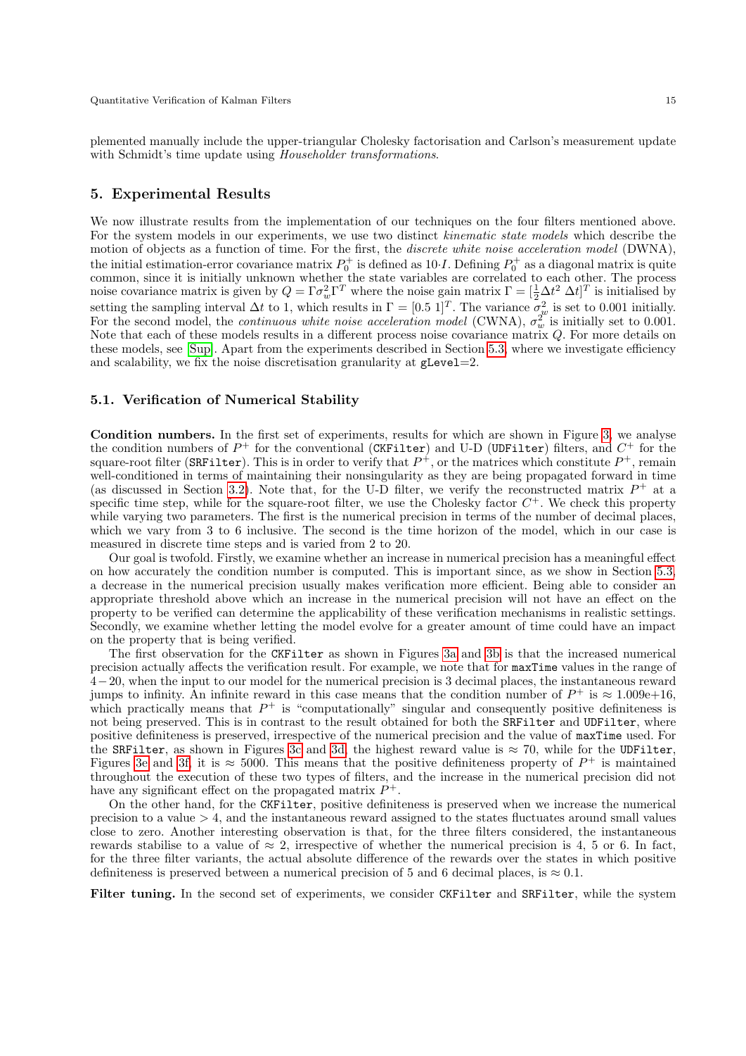plemented manually include the upper-triangular Cholesky factorisation and Carlson's measurement update with Schmidt's time update using *Householder transformations*.

## 5. Experimental Results

We now illustrate results from the implementation of our techniques on the four filters mentioned above. For the system models in our experiments, we use two distinct *kinematic state models* which describe the motion of objects as a function of time. For the first, the *discrete white noise acceleration model* (DWNA), the initial estimation-error covariance matrix $P_0^+$ is defined as $10{\cdot}I$. Defining $P_0^+$ as a diagonal matrix is quite common, since it is initially unknown whether the state variables are correlated to each other. The process noise covariance matrix is given by $Q = \Gamma\sigma_w^2\Gamma^T$ where the noise gain matrix $\Gamma = [\frac{1}{2}\Delta t^2 \; \Delta t]^T$ is initialised by setting the sampling interval $\Delta t$ to 1, which results in $\Gamma = [0.5 \; 1]^T$. The variance $\sigma_w^2$ is set to 0.001 initially. For the second model, the *continuous white noise acceleration model* (CWNA), $\sigma_w^2$ is initially set to 0.001. Note that each of these models results in a different process noise covariance matrix $Q$. For more details on these models, see [Sup]. Apart from the experiments described in Section 5.3, where we investigate efficiency and scalability, we fix the noise discretisation granularity at `gLevel`=2.

### 5.1. Verification of Numerical Stability

**Condition numbers.** In the first set of experiments, results for which are shown in Figure 3, we analyse the condition numbers of $P^+$ for the conventional (`CKFilter`) and U-D (`UDFilter`) filters, and $C^+$ for the square-root filter (`SRFilter`). This is in order to verify that $P^+$, or the matrices which constitute $P^+$, remain well-conditioned in terms of maintaining their nonsingularity as they are being propagated forward in time (as discussed in Section 3.2). Note that, for the U-D filter, we verify the reconstructed matrix $P^+$ at a specific time step, while for the square-root filter, we use the Cholesky factor $C^+$. We check this property while varying two parameters. The first is the numerical precision in terms of the number of decimal places, which we vary from 3 to 6 inclusive. The second is the time horizon of the model, which in our case is measured in discrete time steps and is varied from 2 to 20.

Our goal is twofold. Firstly, we examine whether an increase in numerical precision has a meaningful effect on how accurately the condition number is computed. This is important since, as we show in Section 5.3, a decrease in the numerical precision usually makes verification more efficient. Being able to consider an appropriate threshold above which an increase in the numerical precision will not have an effect on the property to be verified can determine the applicability of these verification mechanisms in realistic settings. Secondly, we examine whether letting the model evolve for a greater amount of time could have an impact on the property that is being verified.

The first observation for the `CKFilter` as shown in Figures 3a and 3b is that the increased numerical precision actually affects the verification result. For example, we note that for `maxTime` values in the range of $4-20$, when the input to our model for the numerical precision is 3 decimal places, the instantaneous reward jumps to infinity. An infinite reward in this case means that the condition number of $P^+$ is $\approx 1.009\text{e}{+}16$, which practically means that $P^+$ is "computationally" singular and consequently positive definiteness is not being preserved. This is in contrast to the result obtained for both the `SRFilter` and `UDFilter`, where positive definiteness is preserved, irrespective of the numerical precision and the value of `maxTime` used. For the `SRFilter`, as shown in Figures 3c and 3d, the highest reward value is $\approx 70$, while for the `UDFilter`, Figures 3e and 3f, it is $\approx 5000$. This means that the positive definiteness property of $P^+$ is maintained throughout the execution of these two types of filters, and the increase in the numerical precision did not have any significant effect on the propagated matrix $P^+$.

On the other hand, for the `CKFilter`, positive definiteness is preserved when we increase the numerical precision to a value $> 4$, and the instantaneous reward assigned to the states fluctuates around small values close to zero. Another interesting observation is that, for the three filters considered, the instantaneous rewards stabilise to a value of $\approx 2$, irrespective of whether the numerical precision is 4, 5 or 6. In fact, for the three filter variants, the actual absolute difference of the rewards over the states in which positive definiteness is preserved between a numerical precision of 5 and 6 decimal places, is $\approx 0.1$.

**Filter tuning.** In the second set of experiments, we consider `CKFilter` and `SRFilter`, while the system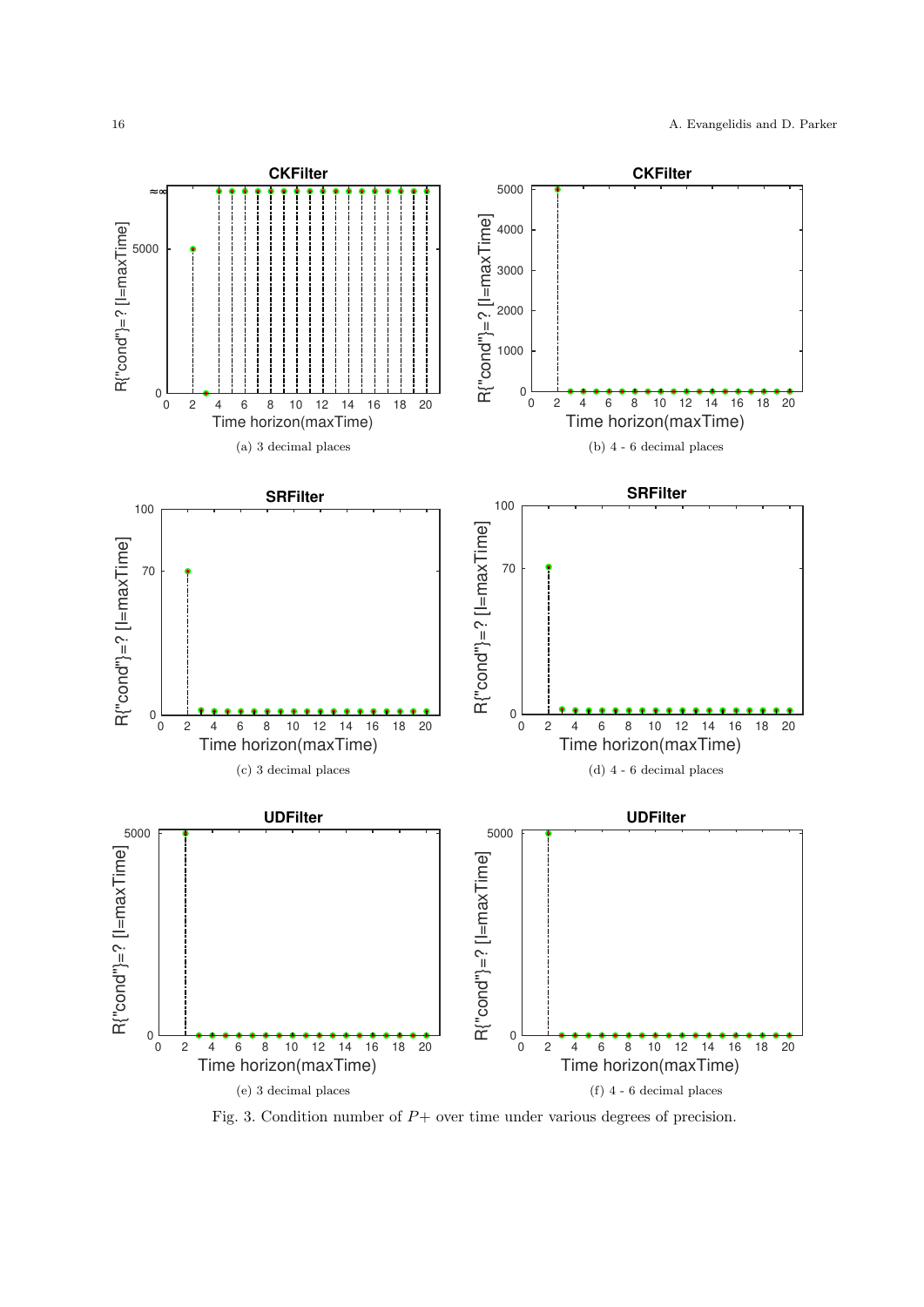(a) 3 decimal places

(b) 4 - 6 decimal places

(c) 3 decimal places

(d) 4 - 6 decimal places

(e) 3 decimal places

(f) 4 - 6 decimal places

Fig. 3. Condition number of $P+$ over time under various degrees of precision.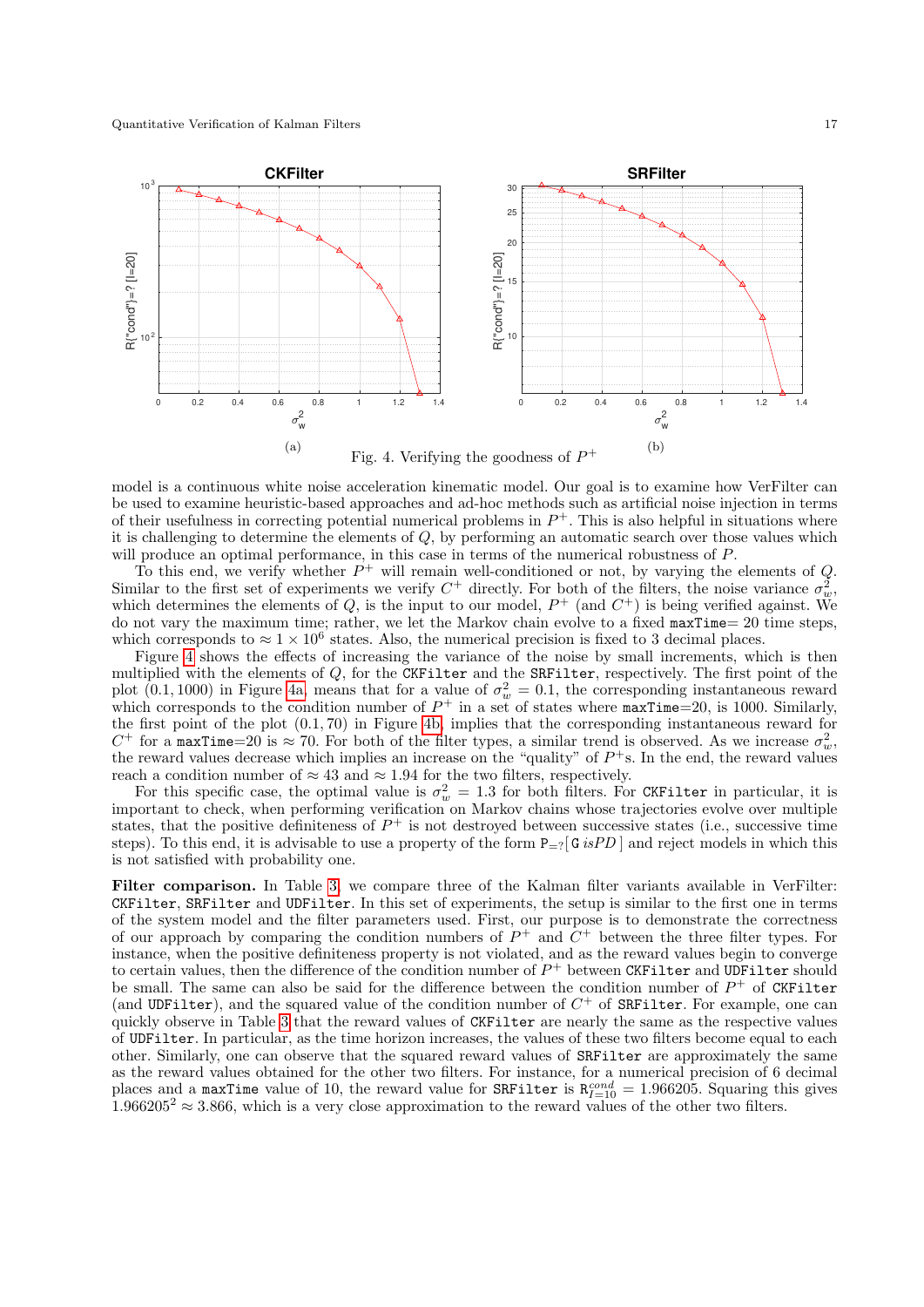Fig. 4. Verifying the goodness of $P^+$

model is a continuous white noise acceleration kinematic model. Our goal is to examine how VerFilter can be used to examine heuristic-based approaches and ad-hoc methods such as artificial noise injection in terms of their usefulness in correcting potential numerical problems in $P^+$. This is also helpful in situations where it is challenging to determine the elements of $Q$, by performing an automatic search over those values which will produce an optimal performance, in this case in terms of the numerical robustness of $P$.

To this end, we verify whether $P^+$ will remain well-conditioned or not, by varying the elements of $Q$. Similar to the first set of experiments we verify $C^+$ directly. For both of the filters, the noise variance $\sigma_w^2$, which determines the elements of $Q$, is the input to our model, $P^+$ (and $C^+$) is being verified against. We do not vary the maximum time; rather, we let the Markov chain evolve to a fixed `maxTime`= 20 time steps, which corresponds to $\approx 1 \times 10^6$ states. Also, the numerical precision is fixed to 3 decimal places.

Figure 4 shows the effects of increasing the variance of the noise by small increments, which is then multiplied with the elements of $Q$, for the `CKFilter` and the `SRFilter`, respectively. The first point of the plot $(0.1, 1000)$ in Figure 4a, means that for a value of $\sigma_w^2 = 0.1$, the corresponding instantaneous reward which corresponds to the condition number of $P^+$ in a set of states where `maxTime`=20, is 1000. Similarly, the first point of the plot $(0.1, 70)$ in Figure 4b, implies that the corresponding instantaneous reward for $C^+$ for a `maxTime`=20 is $\approx 70$. For both of the filter types, a similar trend is observed. As we increase $\sigma_w^2$, the reward values decrease which implies an increase on the "quality" of $P^+$s. In the end, the reward values reach a condition number of $\approx 43$ and $\approx 1.94$ for the two filters, respectively.

For this specific case, the optimal value is $\sigma_w^2 = 1.3$ for both filters. For `CKFilter` in particular, it is important to check, when performing verification on Markov chains whose trajectories evolve over multiple states, that the positive definiteness of $P^+$ is not destroyed between successive states (i.e., successive time steps). To this end, it is advisable to use a property of the form $\mathtt{P}_{=?}[\,\mathtt{G}\ \mathit{isPD}\,]$ and reject models in which this is not satisfied with probability one.

**Filter comparison.** In Table 3, we compare three of the Kalman filter variants available in VerFilter: `CKFilter`, `SRFilter` and `UDFilter`. In this set of experiments, the setup is similar to the first one in terms of the system model and the filter parameters used. First, our purpose is to demonstrate the correctness of our approach by comparing the condition numbers of $P^+$ and $C^+$ between the three filter types. For instance, when the positive definiteness property is not violated, and as the reward values begin to converge to certain values, then the difference of the condition number of $P^+$ between `CKFilter` and `UDFilter` should be small. The same can also be said for the difference between the condition number of $P^+$ of `CKFilter` (and `UDFilter`), and the squared value of the condition number of $C^+$ of `SRFilter`. For example, one can quickly observe in Table 3 that the reward values of `CKFilter` are nearly the same as the respective values of `UDFilter`. In particular, as the time horizon increases, the values of these two filters become equal to each other. Similarly, one can observe that the squared reward values of `SRFilter` are approximately the same as the reward values obtained for the other two filters. For instance, for a numerical precision of 6 decimal places and a `maxTime` value of 10, the reward value for `SRFilter` is $\mathtt{R}_{I=10}^{cond} = 1.966205$. Squaring this gives $1.966205^2 \approx 3.866$, which is a very close approximation to the reward values of the other two filters.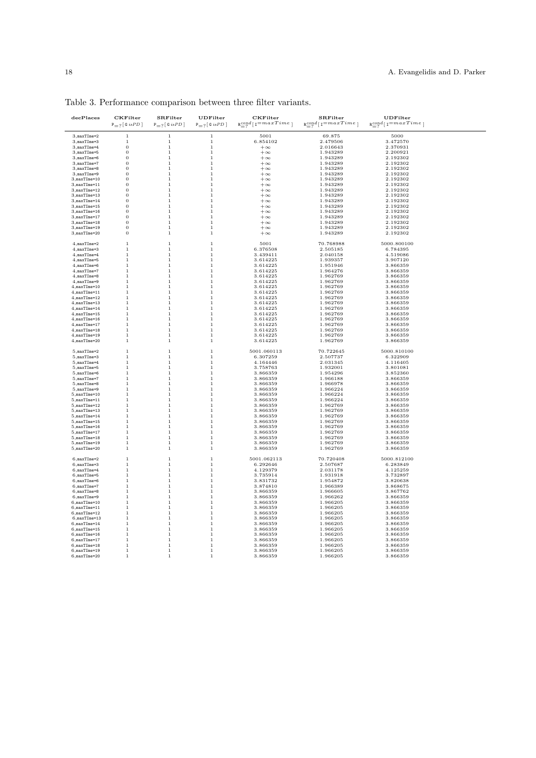Table 3. Performance comparison between three filter variants.

| decPlaces | CKFilter $\mathtt{P}_{=?}[\,\mathtt{G}\; isPD\,]$ | SRFilter $\mathtt{P}_{=?}[\,\mathtt{G}\; isPD\,]$ | UDFilter $\mathtt{P}_{=?}[\,\mathtt{G}\; isPD\,]$ | CKFilter $\mathtt{R}^{cond}_{=?}[\,\mathtt{I}{=}maxTime\,]$ | SRFilter $\mathtt{R}^{cond}_{=?}[\,\mathtt{I}{=}maxTime\,]$ | UDFilter $\mathtt{R}^{cond}_{=?}[\,\mathtt{I}{=}maxTime\,]$ |
|---|---|---|---|---|---|---|
| 3,maxTime=2 | 1 | 1 | 1 | 5001 | 69.875 | 5000 |
| 3,maxTime=3 | 1 | 1 | 1 | 6.854102 | 2.479506 | 3.472570 |
| 3,maxTime=4 | 0 | 1 | 1 | $+\infty$ | 2.016643 | 2.370931 |
| 3,maxTime=5 | 0 | 1 | 1 | $+\infty$ | 1.943289 | 2.200921 |
| 3,maxTime=6 | 0 | 1 | 1 | $+\infty$ | 1.943289 | 2.192302 |
| 3,maxTime=7 | 0 | 1 | 1 | $+\infty$ | 1.943289 | 2.192302 |
| 3,maxTime=8 | 0 | 1 | 1 | $+\infty$ | 1.943289 | 2.192302 |
| 3,maxTime=9 | 0 | 1 | 1 | $+\infty$ | 1.943289 | 2.192302 |
| 3,maxTime=10 | 0 | 1 | 1 | $+\infty$ | 1.943289 | 2.192302 |
| 3,maxTime=11 | 0 | 1 | 1 | $+\infty$ | 1.943289 | 2.192302 |
| 3,maxTime=12 | 0 | 1 | 1 | $+\infty$ | 1.943289 | 2.192302 |
| 3,maxTime=13 | 0 | 1 | 1 | $+\infty$ | 1.943289 | 2.192302 |
| 3,maxTime=14 | 0 | 1 | 1 | $+\infty$ | 1.943289 | 2.192302 |
| 3,maxTime=15 | 0 | 1 | 1 | $+\infty$ | 1.943289 | 2.192302 |
| 3,maxTime=16 | 0 | 1 | 1 | $+\infty$ | 1.943289 | 2.192302 |
| 3,maxTime=17 | 0 | 1 | 1 | $+\infty$ | 1.943289 | 2.192302 |
| 3,maxTime=18 | 0 | 1 | 1 | $+\infty$ | 1.943289 | 2.192302 |
| 3,maxTime=19 | 0 | 1 | 1 | $+\infty$ | 1.943289 | 2.192302 |
| 3,maxTime=20 | 0 | 1 | 1 | $+\infty$ | 1.943289 | 2.192302 |
| 4,maxTime=2 | 1 | 1 | 1 | 5001 | 70.768988 | 5000.800100 |
| 4,maxTime=3 | 1 | 1 | 1 | 6.376508 | 2.505185 | 6.784395 |
| 4,maxTime=4 | 1 | 1 | 1 | 3.439411 | 2.040158 | 4.519086 |
| 4,maxTime=5 | 1 | 1 | 1 | 3.614225 | 1.939357 | 3.907120 |
| 4,maxTime=6 | 1 | 1 | 1 | 3.614225 | 1.951946 | 3.866359 |
| 4,maxTime=7 | 1 | 1 | 1 | 3.614225 | 1.964276 | 3.866359 |
| 4,maxTime=8 | 1 | 1 | 1 | 3.614225 | 1.962769 | 3.866359 |
| 4,maxTime=9 | 1 | 1 | 1 | 3.614225 | 1.962769 | 3.866359 |
| 4,maxTime=10 | 1 | 1 | 1 | 3.614225 | 1.962769 | 3.866359 |
| 4,maxTime=11 | 1 | 1 | 1 | 3.614225 | 1.962769 | 3.866359 |
| 4,maxTime=12 | 1 | 1 | 1 | 3.614225 | 1.962769 | 3.866359 |
| 4,maxTime=13 | 1 | 1 | 1 | 3.614225 | 1.962769 | 3.866359 |
| 4,maxTime=14 | 1 | 1 | 1 | 3.614225 | 1.962769 | 3.866359 |
| 4,maxTime=15 | 1 | 1 | 1 | 3.614225 | 1.962769 | 3.866359 |
| 4,maxTime=16 | 1 | 1 | 1 | 3.614225 | 1.962769 | 3.866359 |
| 4,maxTime=17 | 1 | 1 | 1 | 3.614225 | 1.962769 | 3.866359 |
| 4,maxTime=18 | 1 | 1 | 1 | 3.614225 | 1.962769 | 3.866359 |
| 4,maxTime=19 | 1 | 1 | 1 | 3.614225 | 1.962769 | 3.866359 |
| 4,maxTime=20 | 1 | 1 | 1 | 3.614225 | 1.962769 | 3.866359 |
| 5,maxTime=2 | 1 | 1 | 1 | 5001.060113 | 70.722645 | 5000.810100 |
| 5,maxTime=3 | 1 | 1 | 1 | 6.307259 | 2.507737 | 6.322909 |
| 5,maxTime=4 | 1 | 1 | 1 | 4.164446 | 2.031345 | 4.116405 |
| 5,maxTime=5 | 1 | 1 | 1 | 3.758763 | 1.932001 | 3.801081 |
| 5,maxTime=6 | 1 | 1 | 1 | 3.866359 | 1.954296 | 3.852360 |
| 5,maxTime=7 | 1 | 1 | 1 | 3.866359 | 1.966188 | 3.866359 |
| 5,maxTime=8 | 1 | 1 | 1 | 3.866359 | 1.966978 | 3.866359 |
| 5,maxTime=9 | 1 | 1 | 1 | 3.866359 | 1.966224 | 3.866359 |
| 5,maxTime=10 | 1 | 1 | 1 | 3.866359 | 1.966224 | 3.866359 |
| 5,maxTime=11 | 1 | 1 | 1 | 3.866359 | 1.966224 | 3.866359 |
| 5,maxTime=12 | 1 | 1 | 1 | 3.866359 | 1.962769 | 3.866359 |
| 5,maxTime=13 | 1 | 1 | 1 | 3.866359 | 1.962769 | 3.866359 |
| 5,maxTime=14 | 1 | 1 | 1 | 3.866359 | 1.962769 | 3.866359 |
| 5,maxTime=15 | 1 | 1 | 1 | 3.866359 | 1.962769 | 3.866359 |
| 5,maxTime=16 | 1 | 1 | 1 | 3.866359 | 1.962769 | 3.866359 |
| 5,maxTime=17 | 1 | 1 | 1 | 3.866359 | 1.962769 | 3.866359 |
| 5,maxTime=18 | 1 | 1 | 1 | 3.866359 | 1.962769 | 3.866359 |
| 5,maxTime=19 | 1 | 1 | 1 | 3.866359 | 1.962769 | 3.866359 |
| 5,maxTime=20 | 1 | 1 | 1 | 3.866359 | 1.962769 | 3.866359 |
| 6,maxTime=2 | 1 | 1 | 1 | 5001.062113 | 70.720408 | 5000.812100 |
| 6,maxTime=3 | 1 | 1 | 1 | 6.292646 | 2.507687 | 6.283849 |
| 6,maxTime=4 | 1 | 1 | 1 | 4.129379 | 2.031178 | 4.125259 |
| 6,maxTime=5 | 1 | 1 | 1 | 3.735914 | 1.931918 | 3.732897 |
| 6,maxTime=6 | 1 | 1 | 1 | 3.831732 | 1.954872 | 3.820638 |
| 6,maxTime=7 | 1 | 1 | 1 | 3.874810 | 1.966389 | 3.868675 |
| 6,maxTime=8 | 1 | 1 | 1 | 3.866359 | 1.966605 | 3.867762 |
| 6,maxTime=9 | 1 | 1 | 1 | 3.866359 | 1.966262 | 3.866359 |
| 6,maxTime=10 | 1 | 1 | 1 | 3.866359 | 1.966205 | 3.866359 |
| 6,maxTime=11 | 1 | 1 | 1 | 3.866359 | 1.966205 | 3.866359 |
| 6,maxTime=12 | 1 | 1 | 1 | 3.866359 | 1.966205 | 3.866359 |
| 6,maxTime=13 | 1 | 1 | 1 | 3.866359 | 1.966205 | 3.866359 |
| 6,maxTime=14 | 1 | 1 | 1 | 3.866359 | 1.966205 | 3.866359 |
| 6,maxTime=15 | 1 | 1 | 1 | 3.866359 | 1.966205 | 3.866359 |
| 6,maxTime=16 | 1 | 1 | 1 | 3.866359 | 1.966205 | 3.866359 |
| 6,maxTime=17 | 1 | 1 | 1 | 3.866359 | 1.966205 | 3.866359 |
| 6,maxTime=18 | 1 | 1 | 1 | 3.866359 | 1.966205 | 3.866359 |
| 6,maxTime=19 | 1 | 1 | 1 | 3.866359 | 1.966205 | 3.866359 |
| 6,maxTime=20 | 1 | 1 | 1 | 3.866359 | 1.966205 | 3.866359 |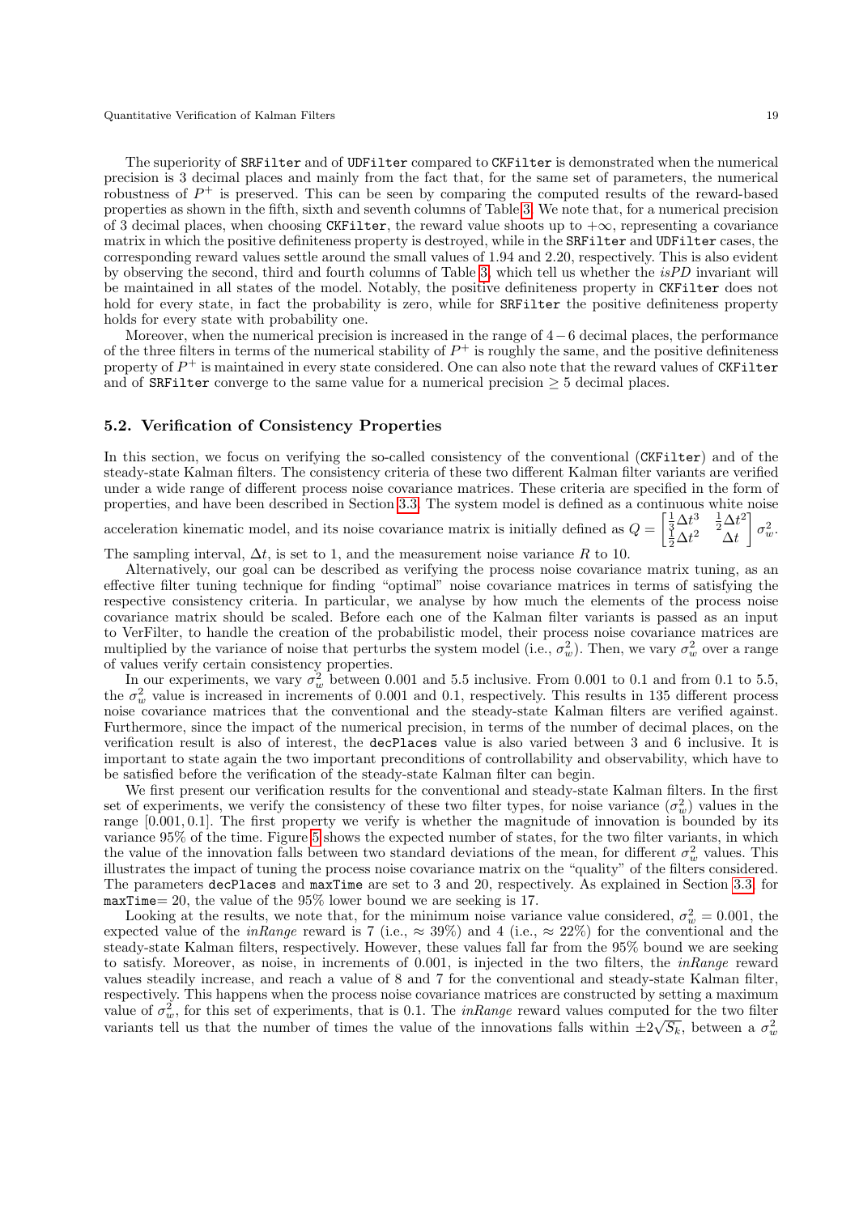The superiority of SRFilter and of UDFilter compared to CKFilter is demonstrated when the numerical precision is 3 decimal places and mainly from the fact that, for the same set of parameters, the numerical robustness of $P^+$ is preserved. This can be seen by comparing the computed results of the reward-based properties as shown in the fifth, sixth and seventh columns of Table 3. We note that, for a numerical precision of 3 decimal places, when choosing CKFilter, the reward value shoots up to $+\infty$, representing a covariance matrix in which the positive definiteness property is destroyed, while in the SRFilter and UDFilter cases, the corresponding reward values settle around the small values of 1.94 and 2.20, respectively. This is also evident by observing the second, third and fourth columns of Table 3, which tell us whether the *isPD* invariant will be maintained in all states of the model. Notably, the positive definiteness property in CKFilter does not hold for every state, in fact the probability is zero, while for SRFilter the positive definiteness property holds for every state with probability one.

Moreover, when the numerical precision is increased in the range of $4-6$ decimal places, the performance of the three filters in terms of the numerical stability of $P^+$ is roughly the same, and the positive definiteness property of $P^+$ is maintained in every state considered. One can also note that the reward values of CKFilter and of SRFilter converge to the same value for a numerical precision $\geq 5$ decimal places.

## 5.2. Verification of Consistency Properties

In this section, we focus on verifying the so-called consistency of the conventional (CKFilter) and of the steady-state Kalman filters. The consistency criteria of these two different Kalman filter variants are verified under a wide range of different process noise covariance matrices. These criteria are specified in the form of properties, and have been described in Section 3.3. The system model is defined as a continuous white noise acceleration kinematic model, and its noise covariance matrix is initially defined as $Q = \begin{bmatrix} \frac{1}{3}\Delta t^3 & \frac{1}{2}\Delta t^2 \\ \frac{1}{2}\Delta t^2 & \Delta t \end{bmatrix} \sigma_w^2$. The sampling interval, $\Delta t$, is set to 1, and the measurement noise variance $R$ to 10.

Alternatively, our goal can be described as verifying the process noise covariance matrix tuning, as an effective filter tuning technique for finding "optimal" noise covariance matrices in terms of satisfying the respective consistency criteria. In particular, we analyse by how much the elements of the process noise covariance matrix should be scaled. Before each one of the Kalman filter variants is passed as an input to VerFilter, to handle the creation of the probabilistic model, their process noise covariance matrices are multiplied by the variance of noise that perturbs the system model (i.e., $\sigma_w^2$). Then, we vary $\sigma_w^2$ over a range of values verify certain consistency properties.

In our experiments, we vary $\sigma_w^2$ between 0.001 and 5.5 inclusive. From 0.001 to 0.1 and from 0.1 to 5.5, the $\sigma_w^2$ value is increased in increments of 0.001 and 0.1, respectively. This results in 135 different process noise covariance matrices that the conventional and the steady-state Kalman filters are verified against. Furthermore, since the impact of the numerical precision, in terms of the number of decimal places, on the verification result is also of interest, the decPlaces value is also varied between 3 and 6 inclusive. It is important to state again the two important preconditions of controllability and observability, which have to be satisfied before the verification of the steady-state Kalman filter can begin.

We first present our verification results for the conventional and steady-state Kalman filters. In the first set of experiments, we verify the consistency of these two filter types, for noise variance ($\sigma_w^2$) values in the range $[0.001, 0.1]$. The first property we verify is whether the magnitude of innovation is bounded by its variance 95% of the time. Figure 5 shows the expected number of states, for the two filter variants, in which the value of the innovation falls between two standard deviations of the mean, for different $\sigma_w^2$ values. This illustrates the impact of tuning the process noise covariance matrix on the "quality" of the filters considered. The parameters decPlaces and maxTime are set to 3 and 20, respectively. As explained in Section 3.3, for maxTime= 20, the value of the 95% lower bound we are seeking is 17.

Looking at the results, we note that, for the minimum noise variance value considered, $\sigma_w^2 = 0.001$, the expected value of the *inRange* reward is 7 (i.e., $\approx 39\%$) and 4 (i.e., $\approx 22\%$) for the conventional and the steady-state Kalman filters, respectively. However, these values fall far from the 95% bound we are seeking to satisfy. Moreover, as noise, in increments of 0.001, is injected in the two filters, the *inRange* reward values steadily increase, and reach a value of 8 and 7 for the conventional and steady-state Kalman filter, respectively. This happens when the process noise covariance matrices are constructed by setting a maximum value of $\sigma_w^2$, for this set of experiments, that is 0.1. The *inRange* reward values computed for the two filter variants tell us that the number of times the value of the innovations falls within $\pm 2\sqrt{S_k}$, between a $\sigma_w^2$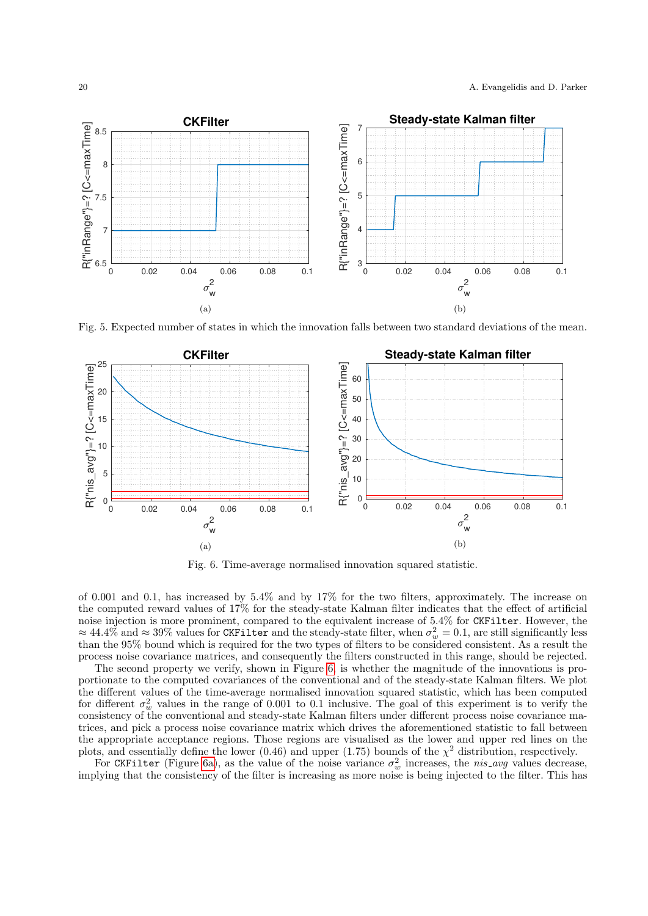Fig. 5. Expected number of states in which the innovation falls between two standard deviations of the mean.

Fig. 6. Time-average normalised innovation squared statistic.

of 0.001 and 0.1, has increased by 5.4% and by 17% for the two filters, approximately. The increase on the computed reward values of 17% for the steady-state Kalman filter indicates that the effect of artificial noise injection is more prominent, compared to the equivalent increase of 5.4% for `CKFilter`. However, the $\approx 44.4\%$ and $\approx 39\%$ values for `CKFilter` and the steady-state filter, when $\sigma_w^2 = 0.1$, are still significantly less than the 95% bound which is required for the two types of filters to be considered consistent. As a result the process noise covariance matrices, and consequently the filters constructed in this range, should be rejected.

The second property we verify, shown in Figure 6, is whether the magnitude of the innovations is proportionate to the computed covariances of the conventional and of the steady-state Kalman filters. We plot the different values of the time-average normalised innovation squared statistic, which has been computed for different $\sigma_w^2$ values in the range of 0.001 to 0.1 inclusive. The goal of this experiment is to verify the consistency of the conventional and steady-state Kalman filters under different process noise covariance matrices, and pick a process noise covariance matrix which drives the aforementioned statistic to fall between the appropriate acceptance regions. Those regions are visualised as the lower and upper red lines on the plots, and essentially define the lower (0.46) and upper (1.75) bounds of the $\chi^2$ distribution, respectively.

For `CKFilter` (Figure 6a), as the value of the noise variance $\sigma_w^2$ increases, the *nis_avg* values decrease, implying that the consistency of the filter is increasing as more noise is being injected to the filter. This has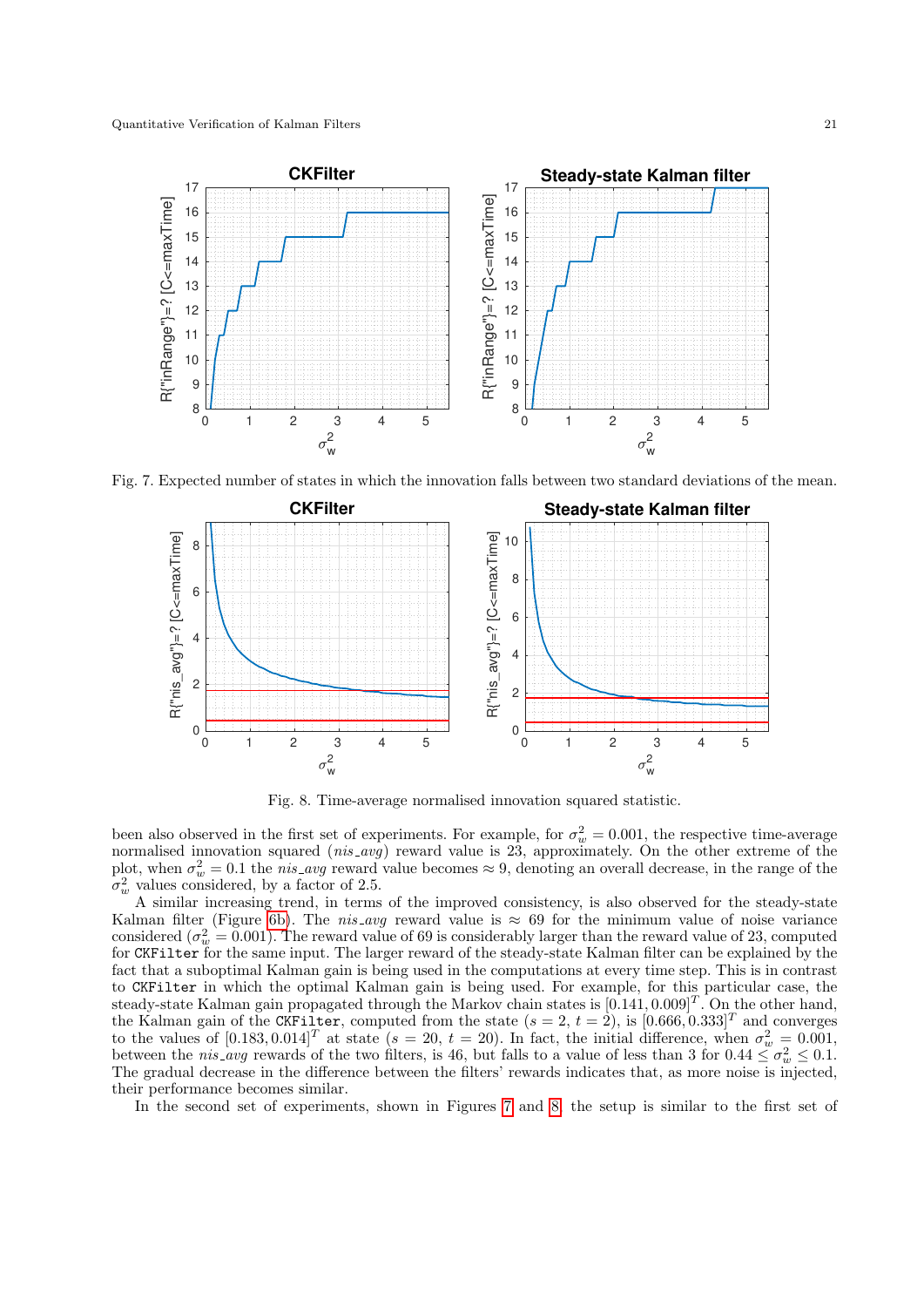Fig. 7. Expected number of states in which the innovation falls between two standard deviations of the mean.

Fig. 8. Time-average normalised innovation squared statistic.

been also observed in the first set of experiments. For example, for $\sigma_w^2 = 0.001$, the respective time-average normalised innovation squared (*nis_avg*) reward value is 23, approximately. On the other extreme of the plot, when $\sigma_w^2 = 0.1$ the *nis_avg* reward value becomes $\approx 9$, denoting an overall decrease, in the range of the $\sigma_w^2$ values considered, by a factor of 2.5.

A similar increasing trend, in terms of the improved consistency, is also observed for the steady-state Kalman filter (Figure 6b). The *nis_avg* reward value is $\approx 69$ for the minimum value of noise variance considered ($\sigma_w^2 = 0.001$). The reward value of 69 is considerably larger than the reward value of 23, computed for `CKFilter` for the same input. The larger reward of the steady-state Kalman filter can be explained by the fact that a suboptimal Kalman gain is being used in the computations at every time step. This is in contrast to `CKFilter` in which the optimal Kalman gain is being used. For example, for this particular case, the steady-state Kalman gain propagated through the Markov chain states is $[0.141, 0.009]^T$. On the other hand, the Kalman gain of the `CKFilter`, computed from the state ($s = 2$, $t = 2$), is $[0.666, 0.333]^T$ and converges to the values of $[0.183, 0.014]^T$ at state ($s = 20$, $t = 20$). In fact, the initial difference, when $\sigma_w^2 = 0.001$, between the *nis_avg* rewards of the two filters, is 46, but falls to a value of less than 3 for $0.44 \leq \sigma_w^2 \leq 0.1$. The gradual decrease in the difference between the filters' rewards indicates that, as more noise is injected, their performance becomes similar.

In the second set of experiments, shown in Figures 7 and 8, the setup is similar to the first set of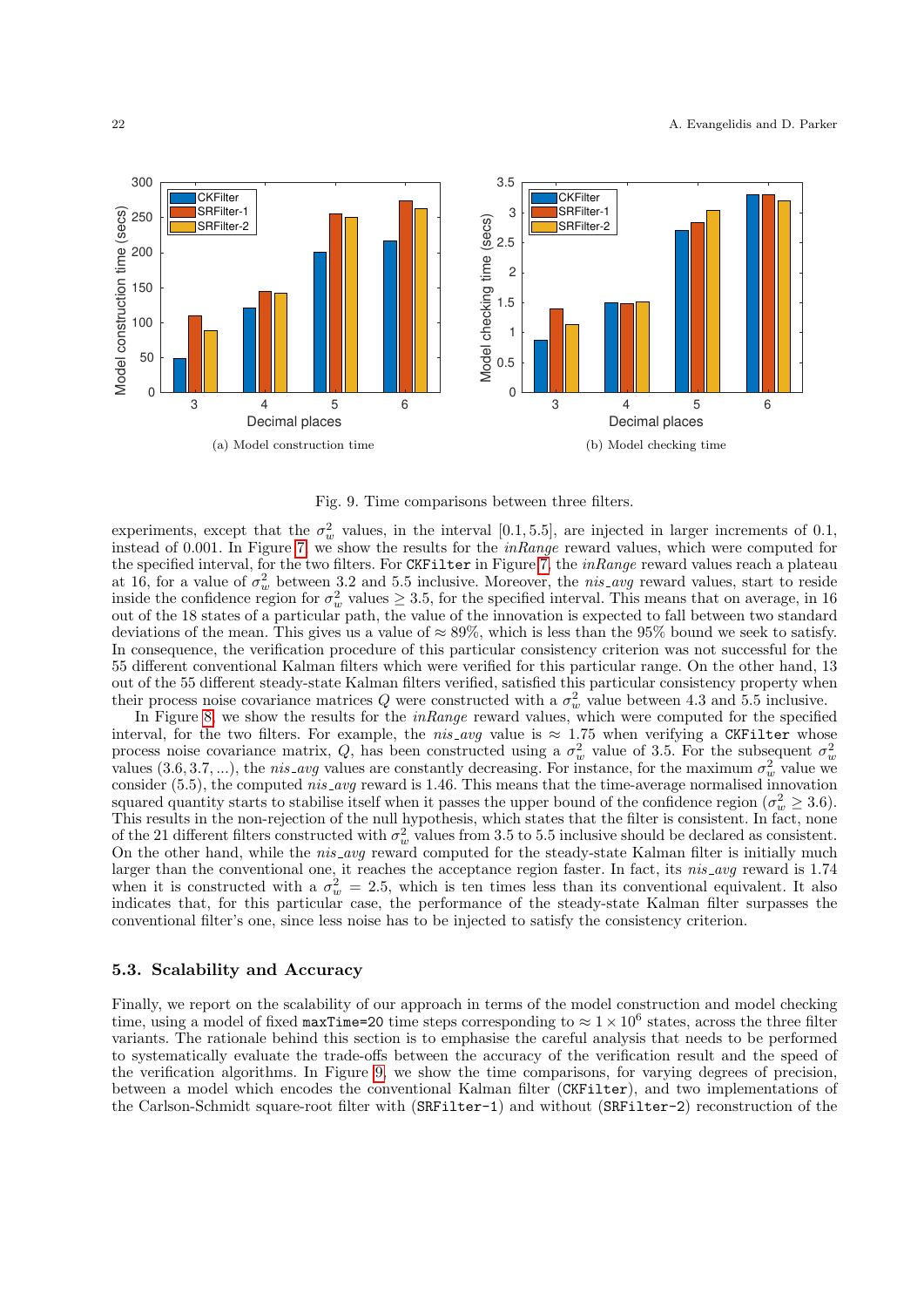(a) Model construction time

(b) Model checking time

Fig. 9. Time comparisons between three filters.

experiments, except that the $\sigma_w^2$ values, in the interval $[0.1, 5.5]$, are injected in larger increments of 0.1, instead of 0.001. In Figure 7, we show the results for the *inRange* reward values, which were computed for the specified interval, for the two filters. For `CKFilter` in Figure 7, the *inRange* reward values reach a plateau at 16, for a value of $\sigma_w^2$ between 3.2 and 5.5 inclusive. Moreover, the *nis_avg* reward values, start to reside inside the confidence region for $\sigma_w^2$ values $\geq 3.5$, for the specified interval. This means that on average, in 16 out of the 18 states of a particular path, the value of the innovation is expected to fall between two standard deviations of the mean. This gives us a value of $\approx 89\%$, which is less than the 95% bound we seek to satisfy. In consequence, the verification procedure of this particular consistency criterion was not successful for the 55 different conventional Kalman filters which were verified for this particular range. On the other hand, 13 out of the 55 different steady-state Kalman filters verified, satisfied this particular consistency property when their process noise covariance matrices $Q$ were constructed with a $\sigma_w^2$ value between 4.3 and 5.5 inclusive.

In Figure 8, we show the results for the *inRange* reward values, which were computed for the specified interval, for the two filters. For example, the *nis_avg* value is $\approx 1.75$ when verifying a `CKFilter` whose process noise covariance matrix, $Q$, has been constructed using a $\sigma_w^2$ value of 3.5. For the subsequent $\sigma_w^2$ values $(3.6, 3.7, ...)$, the *nis_avg* values are constantly decreasing. For instance, for the maximum $\sigma_w^2$ value we consider (5.5), the computed *nis_avg* reward is 1.46. This means that the time-average normalised innovation squared quantity starts to stabilise itself when it passes the upper bound of the confidence region ($\sigma_w^2 \geq 3.6$). This results in the non-rejection of the null hypothesis, which states that the filter is consistent. In fact, none of the 21 different filters constructed with $\sigma_w^2$ values from 3.5 to 5.5 inclusive should be declared as consistent. On the other hand, while the *nis_avg* reward computed for the steady-state Kalman filter is initially much larger than the conventional one, it reaches the acceptance region faster. In fact, its *nis_avg* reward is 1.74 when it is constructed with a $\sigma_w^2 = 2.5$, which is ten times less than its conventional equivalent. It also indicates that, for this particular case, the performance of the steady-state Kalman filter surpasses the conventional filter's one, since less noise has to be injected to satisfy the consistency criterion.

### 5.3. Scalability and Accuracy

Finally, we report on the scalability of our approach in terms of the model construction and model checking time, using a model of fixed `maxTime=20` time steps corresponding to $\approx 1 \times 10^6$ states, across the three filter variants. The rationale behind this section is to emphasise the careful analysis that needs to be performed to systematically evaluate the trade-offs between the accuracy of the verification result and the speed of the verification algorithms. In Figure 9, we show the time comparisons, for varying degrees of precision, between a model which encodes the conventional Kalman filter (`CKFilter`), and two implementations of the Carlson-Schmidt square-root filter with (`SRFilter-1`) and without (`SRFilter-2`) reconstruction of the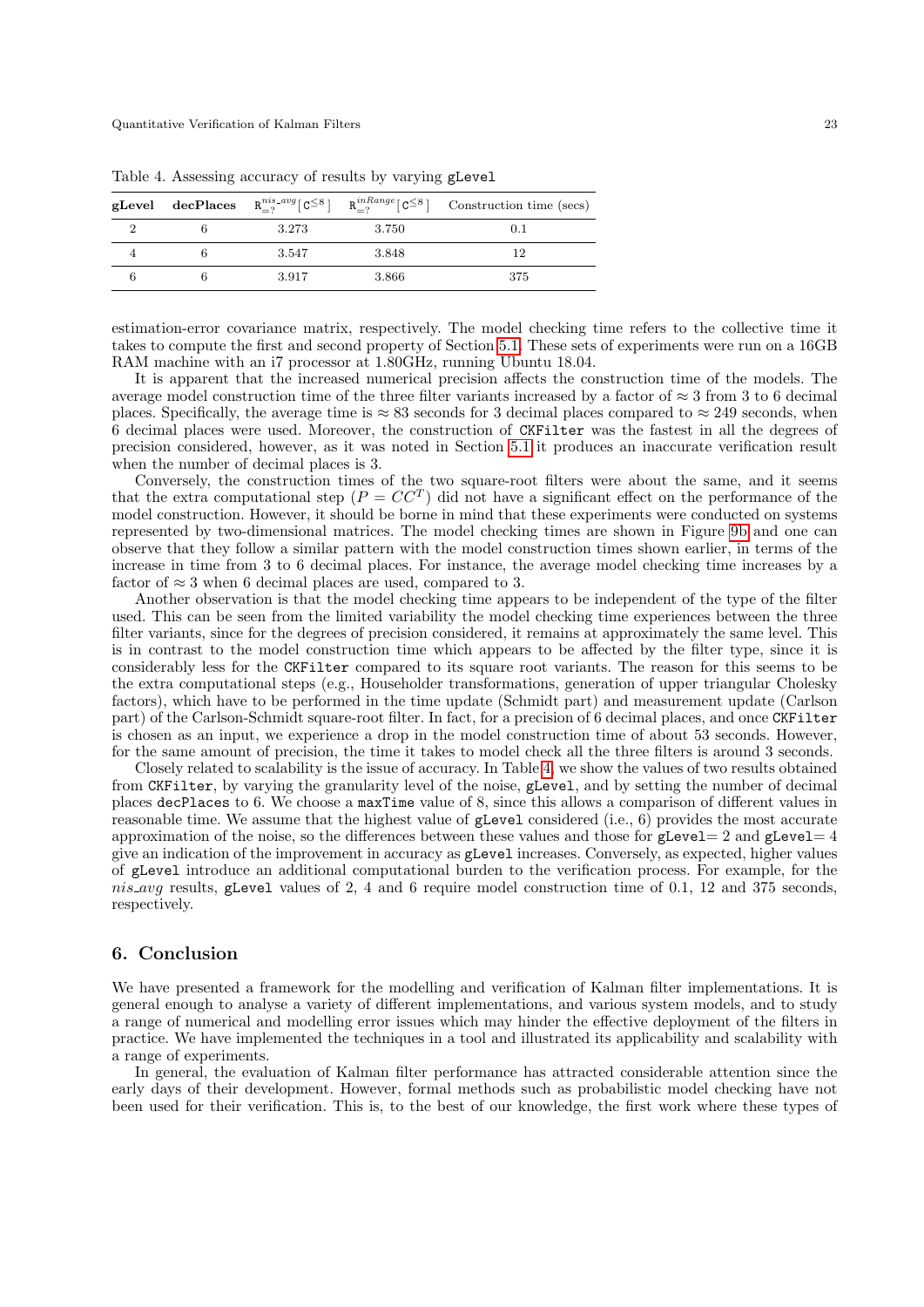Table 4. Assessing accuracy of results by varying `gLevel`

| gLevel | decPlaces | $\mathtt{R}^{nis\_avg}_{=?}[\mathtt{C}^{\leq 8}]$ | $\mathtt{R}^{inRange}_{=?}[\mathtt{C}^{\leq 8}]$ | Construction time (secs) |
|---|---|---|---|---|
| 2 | 6 | 3.273 | 3.750 | 0.1 |
| 4 | 6 | 3.547 | 3.848 | 12 |
| 6 | 6 | 3.917 | 3.866 | 375 |

estimation-error covariance matrix, respectively. The model checking time refers to the collective time it takes to compute the first and second property of Section 5.1. These sets of experiments were run on a 16GB RAM machine with an i7 processor at 1.80GHz, running Ubuntu 18.04.

It is apparent that the increased numerical precision affects the construction time of the models. The average model construction time of the three filter variants increased by a factor of $\approx 3$ from 3 to 6 decimal places. Specifically, the average time is $\approx 83$ seconds for 3 decimal places compared to $\approx 249$ seconds, when 6 decimal places were used. Moreover, the construction of `CKFilter` was the fastest in all the degrees of precision considered, however, as it was noted in Section 5.1 it produces an inaccurate verification result when the number of decimal places is 3.

Conversely, the construction times of the two square-root filters were about the same, and it seems that the extra computational step ($P = CC^T$) did not have a significant effect on the performance of the model construction. However, it should be borne in mind that these experiments were conducted on systems represented by two-dimensional matrices. The model checking times are shown in Figure 9b and one can observe that they follow a similar pattern with the model construction times shown earlier, in terms of the increase in time from 3 to 6 decimal places. For instance, the average model checking time increases by a factor of $\approx 3$ when 6 decimal places are used, compared to 3.

Another observation is that the model checking time appears to be independent of the type of the filter used. This can be seen from the limited variability the model checking time experiences between the three filter variants, since for the degrees of precision considered, it remains at approximately the same level. This is in contrast to the model construction time which appears to be affected by the filter type, since it is considerably less for the `CKFilter` compared to its square root variants. The reason for this seems to be the extra computational steps (e.g., Householder transformations, generation of upper triangular Cholesky factors), which have to be performed in the time update (Schmidt part) and measurement update (Carlson part) of the Carlson-Schmidt square-root filter. In fact, for a precision of 6 decimal places, and once `CKFilter` is chosen as an input, we experience a drop in the model construction time of about 53 seconds. However, for the same amount of precision, the time it takes to model check all the three filters is around 3 seconds.

Closely related to scalability is the issue of accuracy. In Table 4, we show the values of two results obtained from `CKFilter`, by varying the granularity level of the noise, `gLevel`, and by setting the number of decimal places `decPlaces` to 6. We choose a `maxTime` value of 8, since this allows a comparison of different values in reasonable time. We assume that the highest value of `gLevel` considered (i.e., 6) provides the most accurate approximation of the noise, so the differences between these values and those for `gLevel`= 2 and `gLevel`= 4 give an indication of the improvement in accuracy as `gLevel` increases. Conversely, as expected, higher values of `gLevel` introduce an additional computational burden to the verification process. For example, for the *nis_avg* results, `gLevel` values of 2, 4 and 6 require model construction time of 0.1, 12 and 375 seconds, respectively.

## 6. Conclusion

We have presented a framework for the modelling and verification of Kalman filter implementations. It is general enough to analyse a variety of different implementations, and various system models, and to study a range of numerical and modelling error issues which may hinder the effective deployment of the filters in practice. We have implemented the techniques in a tool and illustrated its applicability and scalability with a range of experiments.

In general, the evaluation of Kalman filter performance has attracted considerable attention since the early days of their development. However, formal methods such as probabilistic model checking have not been used for their verification. This is, to the best of our knowledge, the first work where these types of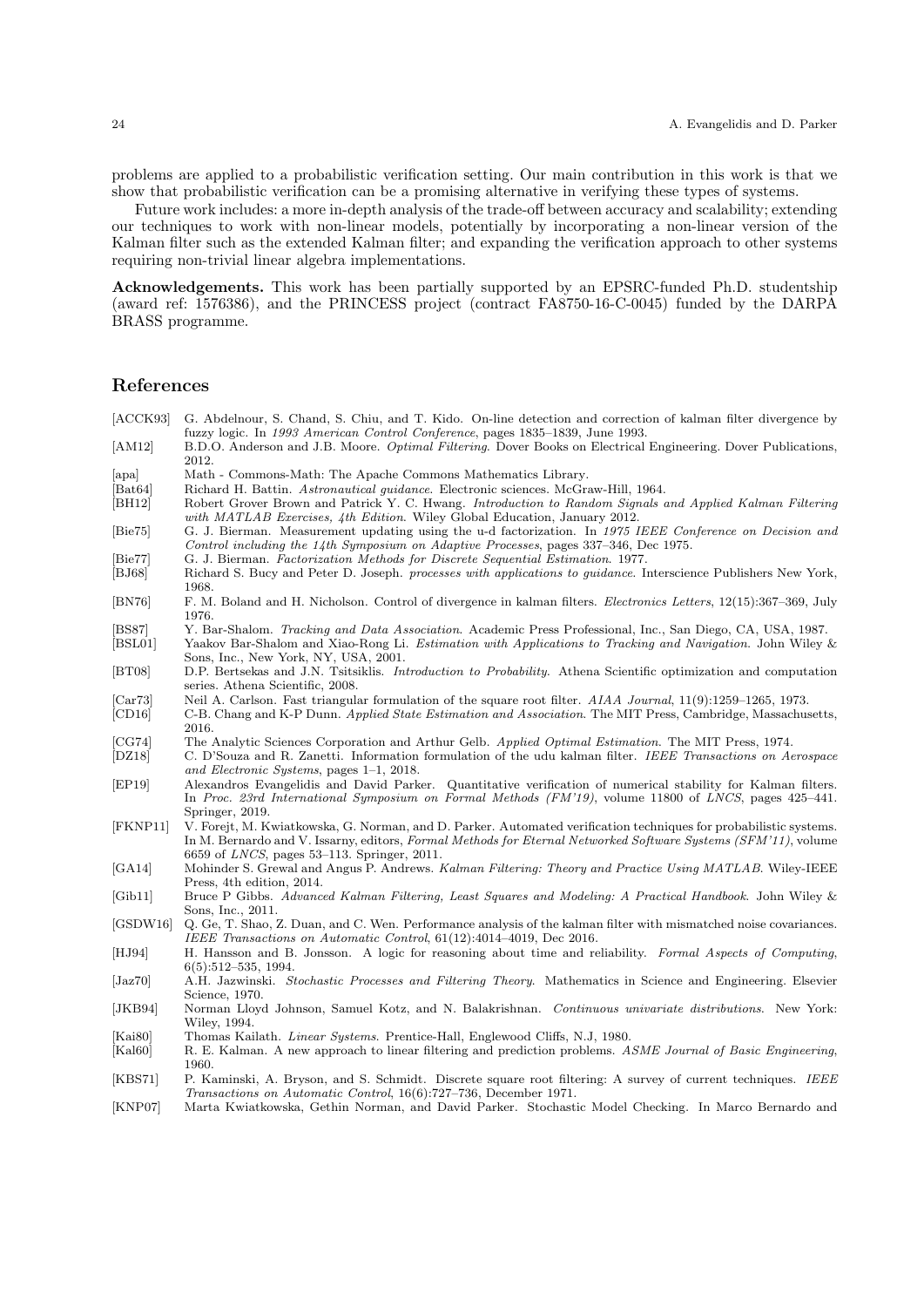problems are applied to a probabilistic verification setting. Our main contribution in this work is that we show that probabilistic verification can be a promising alternative in verifying these types of systems.

Future work includes: a more in-depth analysis of the trade-off between accuracy and scalability; extending our techniques to work with non-linear models, potentially by incorporating a non-linear version of the Kalman filter such as the extended Kalman filter; and expanding the verification approach to other systems requiring non-trivial linear algebra implementations.

**Acknowledgements.** This work has been partially supported by an EPSRC-funded Ph.D. studentship (award ref: 1576386), and the PRINCESS project (contract FA8750-16-C-0045) funded by the DARPA BRASS programme.

## References

[ACCK93] G. Abdelnour, S. Chand, S. Chiu, and T. Kido. On-line detection and correction of kalman filter divergence by fuzzy logic. In *1993 American Control Conference*, pages 1835–1839, June 1993.

[AM12] B.D.O. Anderson and J.B. Moore. *Optimal Filtering*. Dover Books on Electrical Engineering. Dover Publications, 2012.

[apa] Math - Commons-Math: The Apache Commons Mathematics Library.

[Bat64] Richard H. Battin. *Astronautical guidance*. Electronic sciences. McGraw-Hill, 1964.

[BH12] Robert Grover Brown and Patrick Y. C. Hwang. *Introduction to Random Signals and Applied Kalman Filtering with MATLAB Exercises, 4th Edition*. Wiley Global Education, January 2012.

[Bie75] G. J. Bierman. Measurement updating using the u-d factorization. In *1975 IEEE Conference on Decision and Control including the 14th Symposium on Adaptive Processes*, pages 337–346, Dec 1975.

[Bie77] G. J. Bierman. *Factorization Methods for Discrete Sequential Estimation*. 1977.

[BJ68] Richard S. Bucy and Peter D. Joseph. *processes with applications to guidance*. Interscience Publishers New York, 1968.

[BN76] F. M. Boland and H. Nicholson. Control of divergence in kalman filters. *Electronics Letters*, 12(15):367–369, July 1976.

[BS87] Y. Bar-Shalom. *Tracking and Data Association*. Academic Press Professional, Inc., San Diego, CA, USA, 1987.

[BSL01] Yaakov Bar-Shalom and Xiao-Rong Li. *Estimation with Applications to Tracking and Navigation*. John Wiley & Sons, Inc., New York, NY, USA, 2001.

[BT08] D.P. Bertsekas and J.N. Tsitsiklis. *Introduction to Probability*. Athena Scientific optimization and computation series. Athena Scientific, 2008.

[Car73] Neil A. Carlson. Fast triangular formulation of the square root filter. *AIAA Journal*, 11(9):1259–1265, 1973.

[CD16] C-B. Chang and K-P Dunn. *Applied State Estimation and Association*. The MIT Press, Cambridge, Massachusetts, 2016.

[CG74] The Analytic Sciences Corporation and Arthur Gelb. *Applied Optimal Estimation*. The MIT Press, 1974.

[DZ18] C. D'Souza and R. Zanetti. Information formulation of the udu kalman filter. *IEEE Transactions on Aerospace and Electronic Systems*, pages 1–1, 2018.

[EP19] Alexandros Evangelidis and David Parker. Quantitative verification of numerical stability for Kalman filters. In *Proc. 23rd International Symposium on Formal Methods (FM'19)*, volume 11800 of *LNCS*, pages 425–441. Springer, 2019.

[FKNP11] V. Forejt, M. Kwiatkowska, G. Norman, and D. Parker. Automated verification techniques for probabilistic systems. In M. Bernardo and V. Issarny, editors, *Formal Methods for Eternal Networked Software Systems (SFM'11)*, volume 6659 of *LNCS*, pages 53–113. Springer, 2011.

[GA14] Mohinder S. Grewal and Angus P. Andrews. *Kalman Filtering: Theory and Practice Using MATLAB*. Wiley-IEEE Press, 4th edition, 2014.

[Gib11] Bruce P Gibbs. *Advanced Kalman Filtering, Least Squares and Modeling: A Practical Handbook*. John Wiley & Sons, Inc., 2011.

[GSDW16] Q. Ge, T. Shao, Z. Duan, and C. Wen. Performance analysis of the kalman filter with mismatched noise covariances. *IEEE Transactions on Automatic Control*, 61(12):4014–4019, Dec 2016.

[HJ94] H. Hansson and B. Jonsson. A logic for reasoning about time and reliability. *Formal Aspects of Computing*, 6(5):512–535, 1994.

[Jaz70] A.H. Jazwinski. *Stochastic Processes and Filtering Theory*. Mathematics in Science and Engineering. Elsevier Science, 1970.

[JKB94] Norman Lloyd Johnson, Samuel Kotz, and N. Balakrishnan. *Continuous univariate distributions*. New York: Wiley, 1994.

[Kai80] Thomas Kailath. *Linear Systems*. Prentice-Hall, Englewood Cliffs, N.J, 1980.

[Kal60] R. E. Kalman. A new approach to linear filtering and prediction problems. *ASME Journal of Basic Engineering*, 1960.

[KBS71] P. Kaminski, A. Bryson, and S. Schmidt. Discrete square root filtering: A survey of current techniques. *IEEE Transactions on Automatic Control*, 16(6):727–736, December 1971.

[KNP07] Marta Kwiatkowska, Gethin Norman, and David Parker. Stochastic Model Checking. In Marco Bernardo and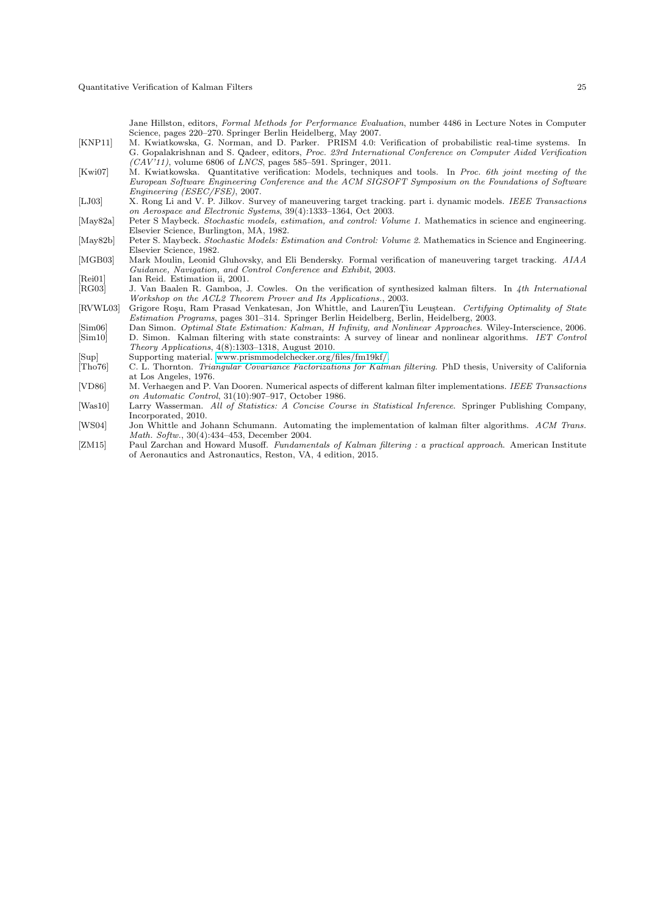Jane Hillston, editors, *Formal Methods for Performance Evaluation*, number 4486 in Lecture Notes in Computer Science, pages 220–270. Springer Berlin Heidelberg, May 2007.

[KNP11] M. Kwiatkowska, G. Norman, and D. Parker. PRISM 4.0: Verification of probabilistic real-time systems. In G. Gopalakrishnan and S. Qadeer, editors, *Proc. 23rd International Conference on Computer Aided Verification (CAV'11)*, volume 6806 of *LNCS*, pages 585–591. Springer, 2011.

[Kwi07] M. Kwiatkowska. Quantitative verification: Models, techniques and tools. In *Proc. 6th joint meeting of the European Software Engineering Conference and the ACM SIGSOFT Symposium on the Foundations of Software Engineering (ESEC/FSE)*, 2007.

[LJ03] X. Rong Li and V. P. Jilkov. Survey of maneuvering target tracking. part i. dynamic models. *IEEE Transactions on Aerospace and Electronic Systems*, 39(4):1333–1364, Oct 2003.

[May82a] Peter S Maybeck. *Stochastic models, estimation, and control: Volume 1*. Mathematics in science and engineering. Elsevier Science, Burlington, MA, 1982.

[May82b] Peter S. Maybeck. *Stochastic Models: Estimation and Control: Volume 2*. Mathematics in Science and Engineering. Elsevier Science, 1982.

[MGB03] Mark Moulin, Leonid Gluhovsky, and Eli Bendersky. Formal verification of maneuvering target tracking. *AIAA Guidance, Navigation, and Control Conference and Exhibit*, 2003.

[Rei01] Ian Reid. Estimation ii, 2001.

[RG03] J. Van Baalen R. Gamboa, J. Cowles. On the verification of synthesized kalman filters. In *4th International Workshop on the ACL2 Theorem Prover and Its Applications.*, 2003.

[RVWL03] Grigore Roşu, Ram Prasad Venkatesan, Jon Whittle, and LaurenŢiu Leuştean. *Certifying Optimality of State Estimation Programs*, pages 301–314. Springer Berlin Heidelberg, Berlin, Heidelberg, 2003.

[Sim06] Dan Simon. *Optimal State Estimation: Kalman, H Infinity, and Nonlinear Approaches*. Wiley-Interscience, 2006.

[Sim10] D. Simon. Kalman filtering with state constraints: A survey of linear and nonlinear algorithms. *IET Control Theory Applications*, 4(8):1303–1318, August 2010.

[Sup] Supporting material. www.prismmodelchecker.org/files/fm19kf/

[Tho76] C. L. Thornton. *Triangular Covariance Factorizations for Kalman filtering*. PhD thesis, University of California at Los Angeles, 1976.

[VD86] M. Verhaegen and P. Van Dooren. Numerical aspects of different kalman filter implementations. *IEEE Transactions on Automatic Control*, 31(10):907–917, October 1986.

[Was10] Larry Wasserman. *All of Statistics: A Concise Course in Statistical Inference*. Springer Publishing Company, Incorporated, 2010.

[WS04] Jon Whittle and Johann Schumann. Automating the implementation of kalman filter algorithms. *ACM Trans. Math. Softw.*, 30(4):434–453, December 2004.

[ZM15] Paul Zarchan and Howard Musoff. *Fundamentals of Kalman filtering : a practical approach*. American Institute of Aeronautics and Astronautics, Reston, VA, 4 edition, 2015.